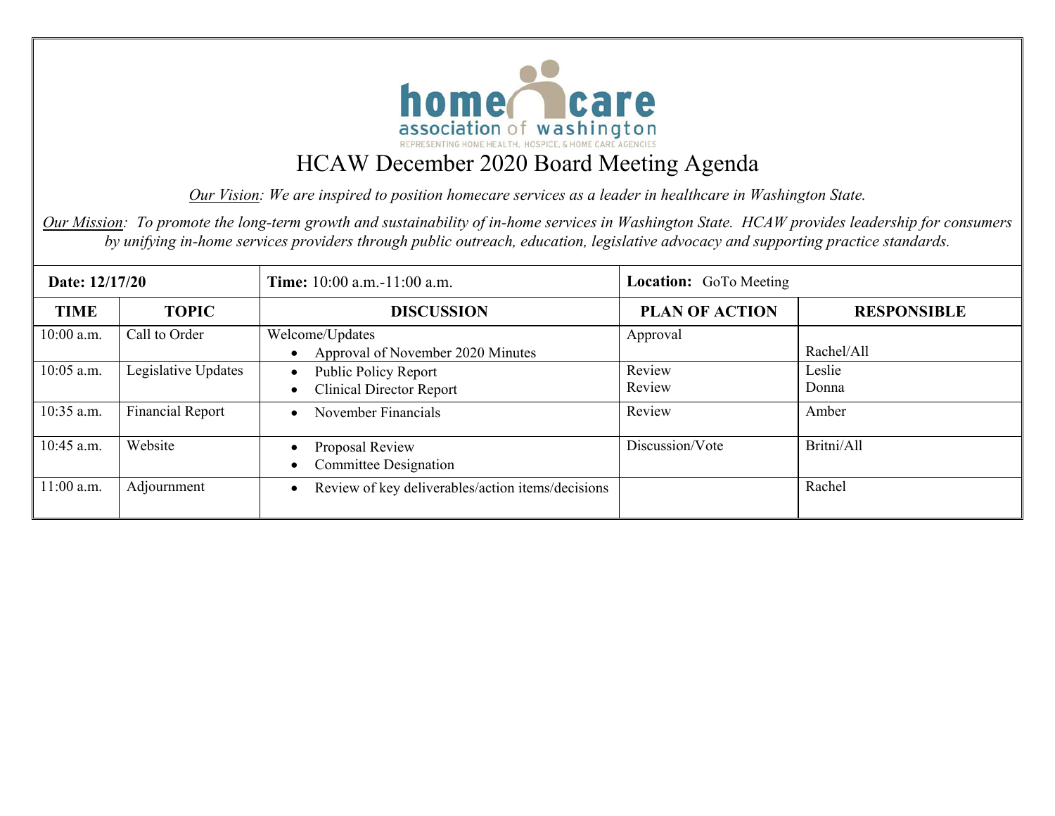home care association of washington

REPRESENTING HOME HEALTH, HOSPICE, & HOME CARE AGENCIES

# HCAW December 2020 Board Meeting Agenda

*Our Vision: We are inspired to position homecare services as a leader in healthcare in Washington State.*

*Our Mission: To promote the long-term growth and sustainability of in-home services in Washington State. HCAW provides leadership for consumers by unifying in-home services providers through public outreach, education, legislative advocacy and supporting practice standards.*

| **Date: 12/17/20** | | **Time:** 10:00 a.m.-11:00 a.m. | **Location:** GoTo Meeting | |
|---|---|---|---|---|
| **TIME** | **TOPIC** | **DISCUSSION** | **PLAN OF ACTION** | **RESPONSIBLE** |
| 10:00 a.m. | Call to Order | Welcome/Updates<br>• Approval of November 2020 Minutes | Approval | Rachel/All |
| 10:05 a.m. | Legislative Updates | • Public Policy Report<br>• Clinical Director Report | Review<br>Review | Leslie<br>Donna |
| 10:35 a.m. | Financial Report | • November Financials | Review | Amber |
| 10:45 a.m. | Website | • Proposal Review<br>• Committee Designation | Discussion/Vote | Britni/All |
| 11:00 a.m. | Adjournment | • Review of key deliverables/action items/decisions | | Rachel |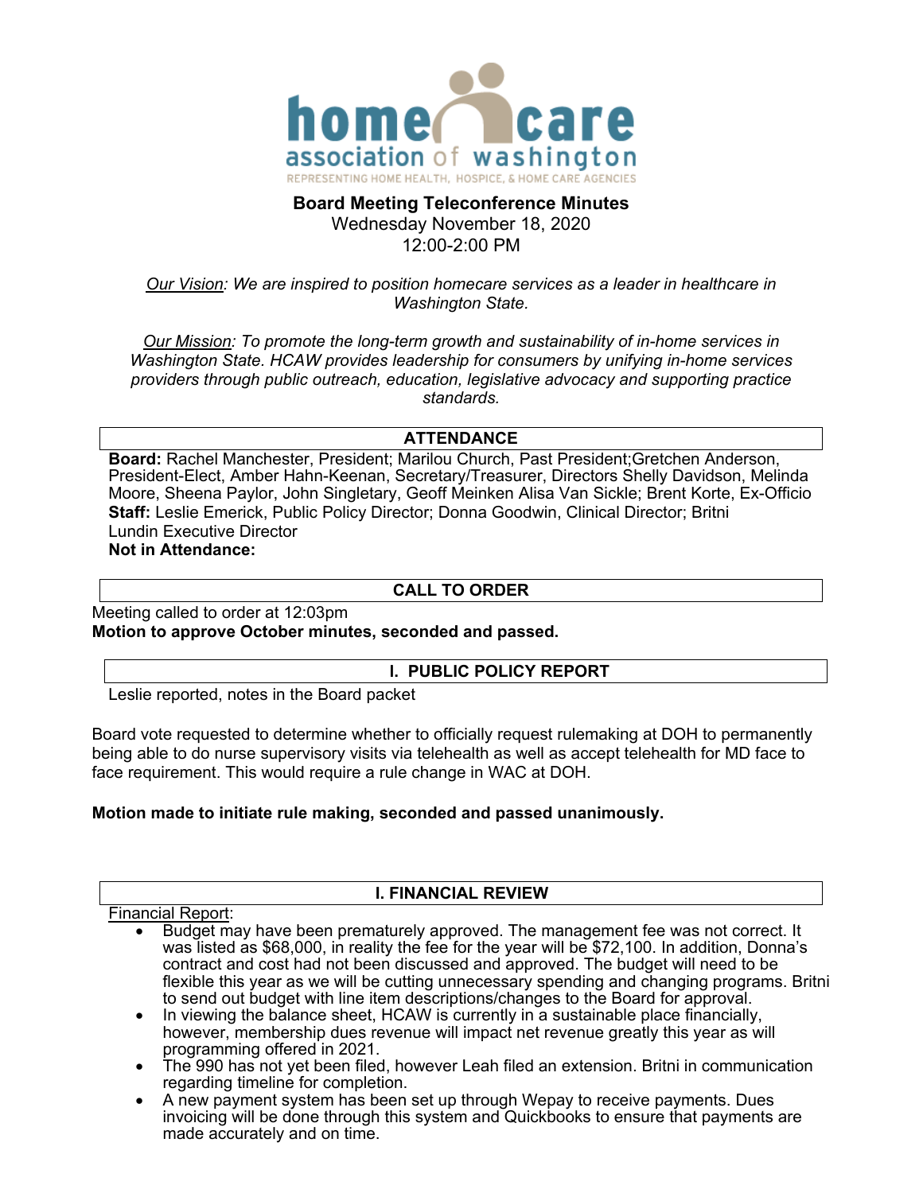home care association of washington
REPRESENTING HOME HEALTH, HOSPICE, & HOME CARE AGENCIES

**Board Meeting Teleconference Minutes**
Wednesday November 18, 2020
12:00-2:00 PM

*Our Vision: We are inspired to position homecare services as a leader in healthcare in Washington State.*

*Our Mission: To promote the long-term growth and sustainability of in-home services in Washington State. HCAW provides leadership for consumers by unifying in-home services providers through public outreach, education, legislative advocacy and supporting practice standards.*

## ATTENDANCE

**Board:** Rachel Manchester, President; Marilou Church, Past President;Gretchen Anderson, President-Elect, Amber Hahn-Keenan, Secretary/Treasurer, Directors Shelly Davidson, Melinda Moore, Sheena Paylor, John Singletary, Geoff Meinken Alisa Van Sickle; Brent Korte, Ex-Officio
**Staff:** Leslie Emerick, Public Policy Director; Donna Goodwin, Clinical Director; Britni Lundin Executive Director
**Not in Attendance:**

## CALL TO ORDER

Meeting called to order at 12:03pm
**Motion to approve October minutes, seconded and passed.**

## I. PUBLIC POLICY REPORT

Leslie reported, notes in the Board packet

Board vote requested to determine whether to officially request rulemaking at DOH to permanently being able to do nurse supervisory visits via telehealth as well as accept telehealth for MD face to face requirement. This would require a rule change in WAC at DOH.

**Motion made to initiate rule making, seconded and passed unanimously.**

## I. FINANCIAL REVIEW

Financial Report:

- Budget may have been prematurely approved. The management fee was not correct. It was listed as $68,000, in reality the fee for the year will be $72,100. In addition, Donna's contract and cost had not been discussed and approved. The budget will need to be flexible this year as we will be cutting unnecessary spending and changing programs. Britni to send out budget with line item descriptions/changes to the Board for approval.
- In viewing the balance sheet, HCAW is currently in a sustainable place financially, however, membership dues revenue will impact net revenue greatly this year as will programming offered in 2021.
- The 990 has not yet been filed, however Leah filed an extension. Britni in communication regarding timeline for completion.
- A new payment system has been set up through Wepay to receive payments. Dues invoicing will be done through this system and Quickbooks to ensure that payments are made accurately and on time.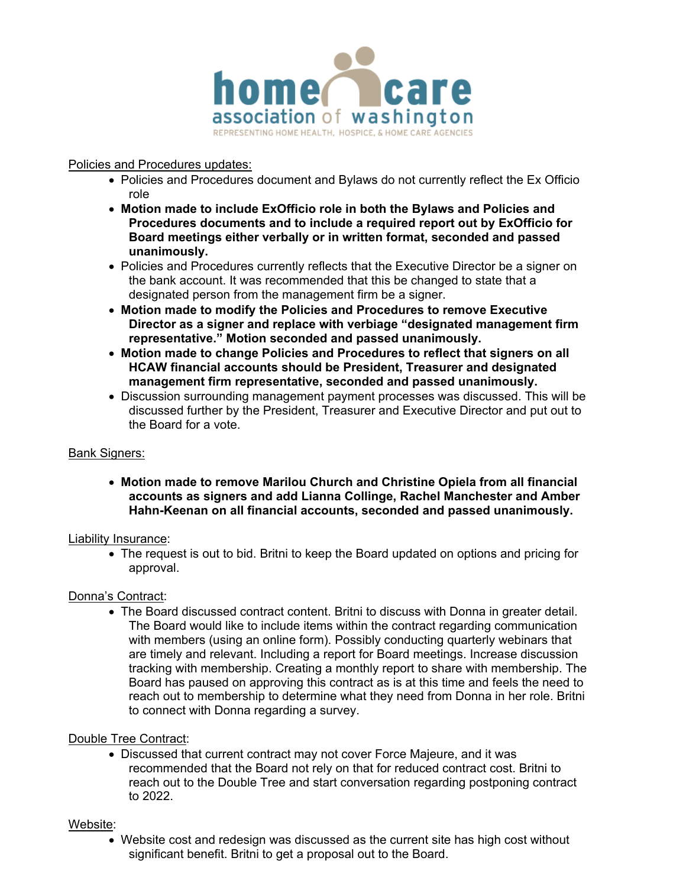Policies and Procedures updates:

- Policies and Procedures document and Bylaws do not currently reflect the Ex Officio role
- **Motion made to include ExOfficio role in both the Bylaws and Policies and Procedures documents and to include a required report out by ExOfficio for Board meetings either verbally or in written format, seconded and passed unanimously.**
- Policies and Procedures currently reflects that the Executive Director be a signer on the bank account. It was recommended that this be changed to state that a designated person from the management firm be a signer.
- **Motion made to modify the Policies and Procedures to remove Executive Director as a signer and replace with verbiage "designated management firm representative." Motion seconded and passed unanimously.**
- **Motion made to change Policies and Procedures to reflect that signers on all HCAW financial accounts should be President, Treasurer and designated management firm representative, seconded and passed unanimously.**
- Discussion surrounding management payment processes was discussed. This will be discussed further by the President, Treasurer and Executive Director and put out to the Board for a vote.

Bank Signers:

- **Motion made to remove Marilou Church and Christine Opiela from all financial accounts as signers and add Lianna Collinge, Rachel Manchester and Amber Hahn-Keenan on all financial accounts, seconded and passed unanimously.**

Liability Insurance:

- The request is out to bid. Britni to keep the Board updated on options and pricing for approval.

Donna's Contract:

- The Board discussed contract content. Britni to discuss with Donna in greater detail. The Board would like to include items within the contract regarding communication with members (using an online form). Possibly conducting quarterly webinars that are timely and relevant. Including a report for Board meetings. Increase discussion tracking with membership. Creating a monthly report to share with membership. The Board has paused on approving this contract as is at this time and feels the need to reach out to membership to determine what they need from Donna in her role. Britni to connect with Donna regarding a survey.

Double Tree Contract:

- Discussed that current contract may not cover Force Majeure, and it was recommended that the Board not rely on that for reduced contract cost. Britni to reach out to the Double Tree and start conversation regarding postponing contract to 2022.

Website:

- Website cost and redesign was discussed as the current site has high cost without significant benefit. Britni to get a proposal out to the Board.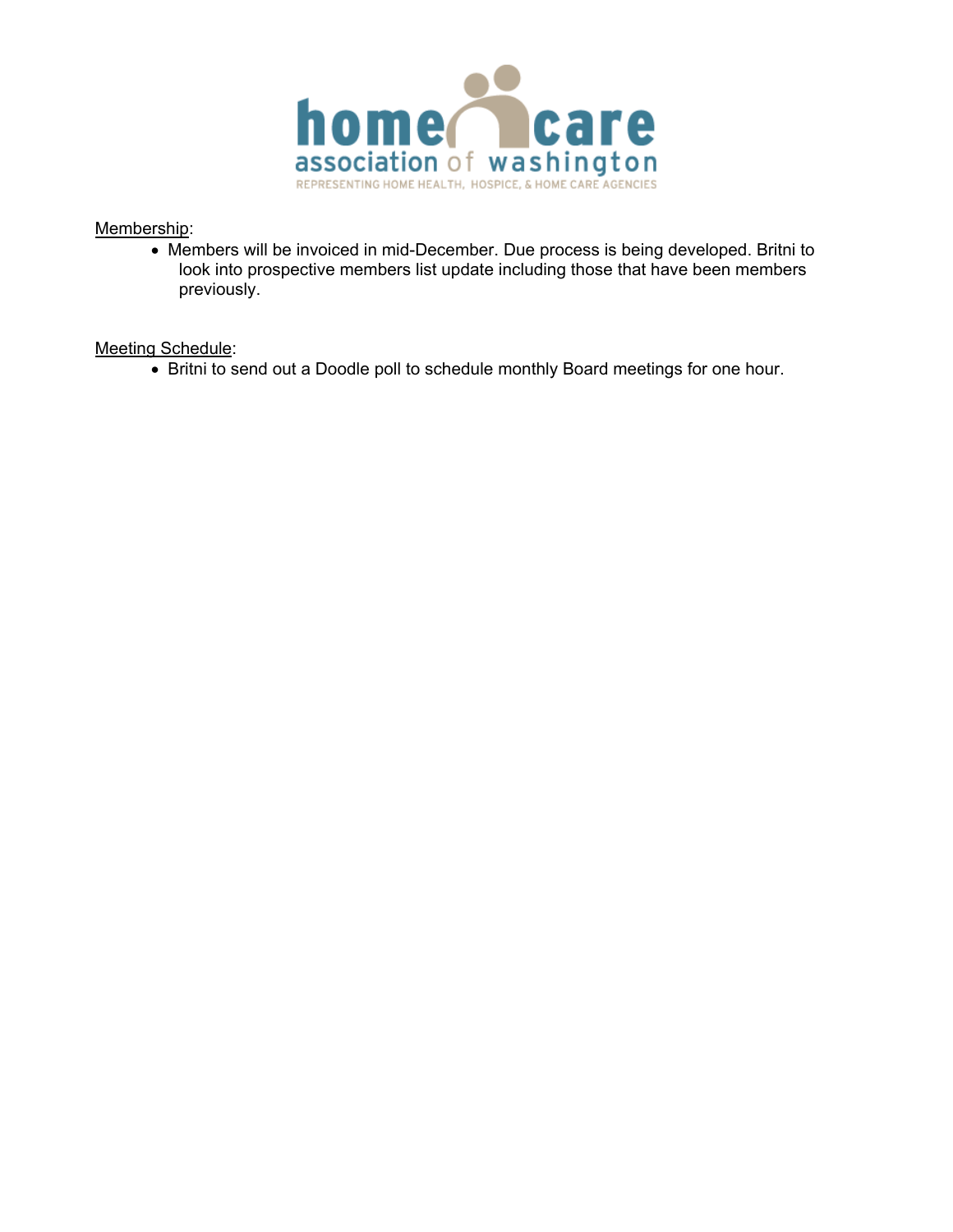Membership:

- Members will be invoiced in mid-December. Due process is being developed. Britni to look into prospective members list update including those that have been members previously.

Meeting Schedule:

- Britni to send out a Doodle poll to schedule monthly Board meetings for one hour.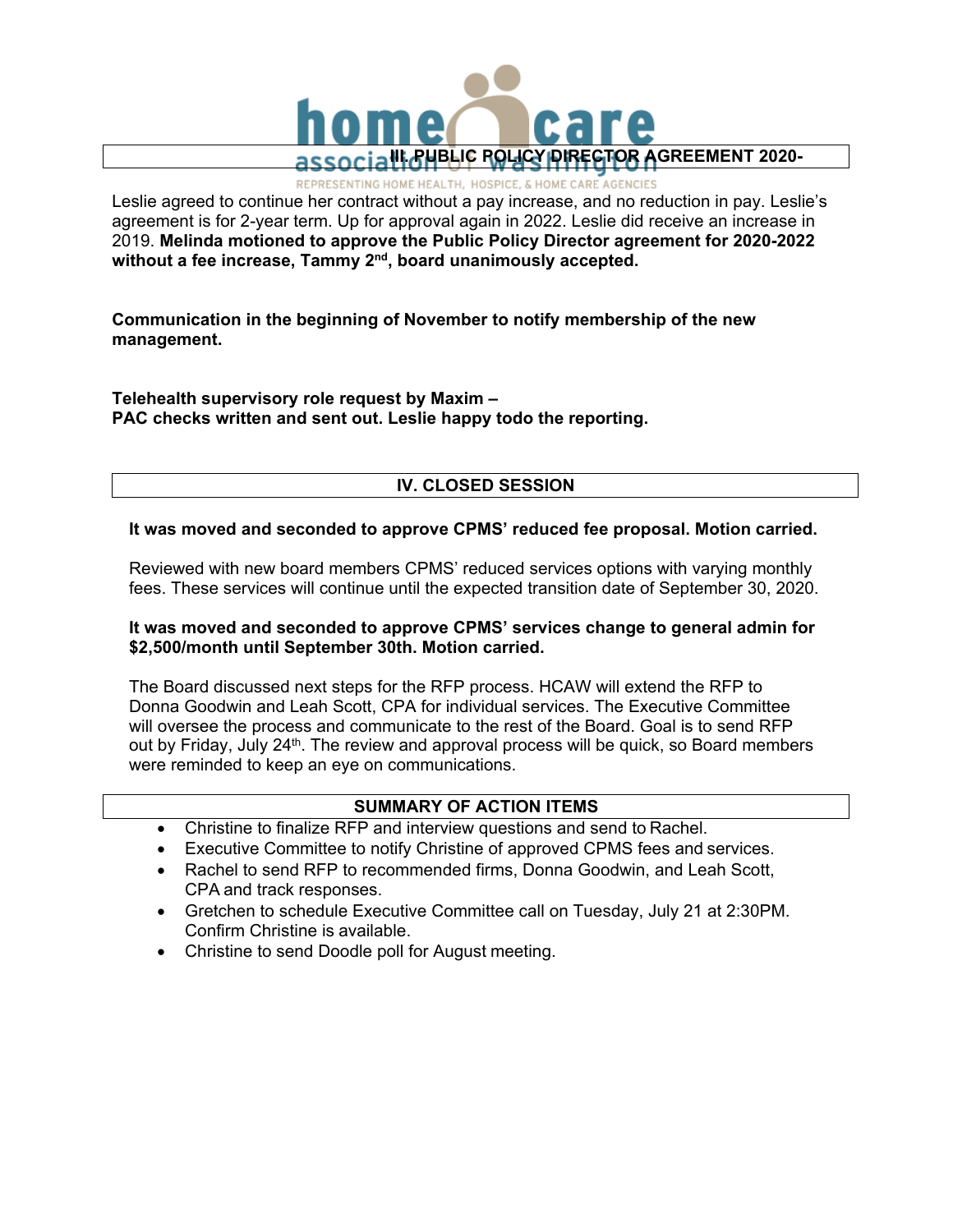## III. PUBLIC POLICY DIRECTOR AGREEMENT 2020-

Leslie agreed to continue her contract without a pay increase, and no reduction in pay. Leslie's agreement is for 2-year term. Up for approval again in 2022. Leslie did receive an increase in 2019. **Melinda motioned to approve the Public Policy Director agreement for 2020-2022 without a fee increase, Tammy 2nd, board unanimously accepted.**

**Communication in the beginning of November to notify membership of the new management.**

**Telehealth supervisory role request by Maxim –**
**PAC checks written and sent out. Leslie happy todo the reporting.**

## IV. CLOSED SESSION

**It was moved and seconded to approve CPMS' reduced fee proposal. Motion carried.**

Reviewed with new board members CPMS' reduced services options with varying monthly fees. These services will continue until the expected transition date of September 30, 2020.

**It was moved and seconded to approve CPMS' services change to general admin for $2,500/month until September 30th. Motion carried.**

The Board discussed next steps for the RFP process. HCAW will extend the RFP to Donna Goodwin and Leah Scott, CPA for individual services. The Executive Committee will oversee the process and communicate to the rest of the Board. Goal is to send RFP out by Friday, July 24th. The review and approval process will be quick, so Board members were reminded to keep an eye on communications.

## SUMMARY OF ACTION ITEMS

- Christine to finalize RFP and interview questions and send to Rachel.
- Executive Committee to notify Christine of approved CPMS fees and services.
- Rachel to send RFP to recommended firms, Donna Goodwin, and Leah Scott, CPA and track responses.
- Gretchen to schedule Executive Committee call on Tuesday, July 21 at 2:30PM. Confirm Christine is available.
- Christine to send Doodle poll for August meeting.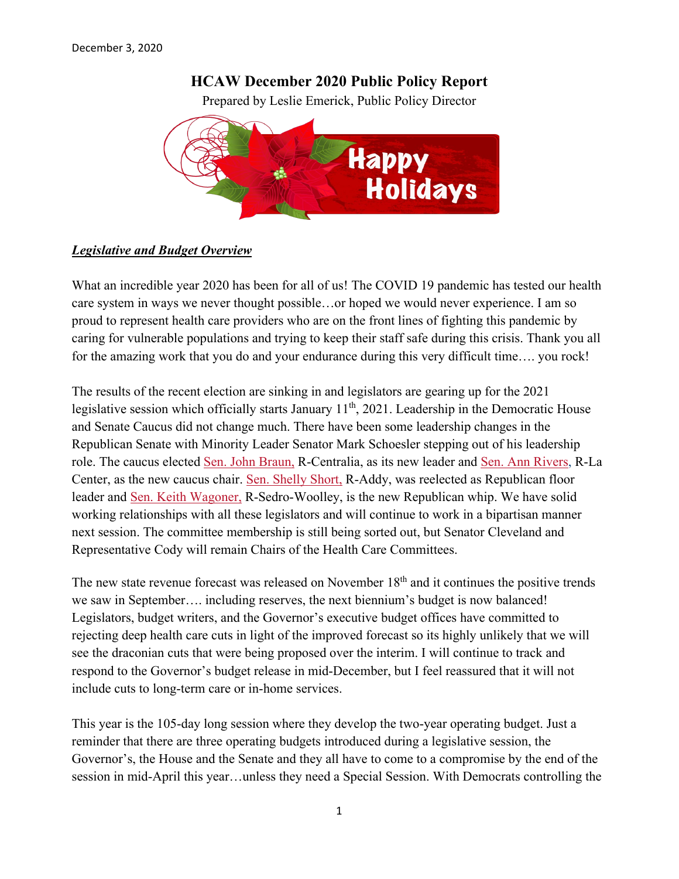December 3, 2020

# HCAW December 2020 Public Policy Report

Prepared by Leslie Emerick, Public Policy Director

## ***Legislative and Budget Overview***

What an incredible year 2020 has been for all of us! The COVID 19 pandemic has tested our health care system in ways we never thought possible…or hoped we would never experience. I am so proud to represent health care providers who are on the front lines of fighting this pandemic by caring for vulnerable populations and trying to keep their staff safe during this crisis. Thank you all for the amazing work that you do and your endurance during this very difficult time…. you rock!

The results of the recent election are sinking in and legislators are gearing up for the 2021 legislative session which officially starts January 11th, 2021. Leadership in the Democratic House and Senate Caucus did not change much. There have been some leadership changes in the Republican Senate with Minority Leader Senator Mark Schoesler stepping out of his leadership role. The caucus elected Sen. John Braun, R-Centralia, as its new leader and Sen. Ann Rivers, R-La Center, as the new caucus chair. Sen. Shelly Short, R-Addy, was reelected as Republican floor leader and Sen. Keith Wagoner, R-Sedro-Woolley, is the new Republican whip. We have solid working relationships with all these legislators and will continue to work in a bipartisan manner next session. The committee membership is still being sorted out, but Senator Cleveland and Representative Cody will remain Chairs of the Health Care Committees.

The new state revenue forecast was released on November 18th and it continues the positive trends we saw in September…. including reserves, the next biennium's budget is now balanced! Legislators, budget writers, and the Governor's executive budget offices have committed to rejecting deep health care cuts in light of the improved forecast so its highly unlikely that we will see the draconian cuts that were being proposed over the interim. I will continue to track and respond to the Governor's budget release in mid-December, but I feel reassured that it will not include cuts to long-term care or in-home services.

This year is the 105-day long session where they develop the two-year operating budget. Just a reminder that there are three operating budgets introduced during a legislative session, the Governor's, the House and the Senate and they all have to come to a compromise by the end of the session in mid-April this year…unless they need a Special Session. With Democrats controlling the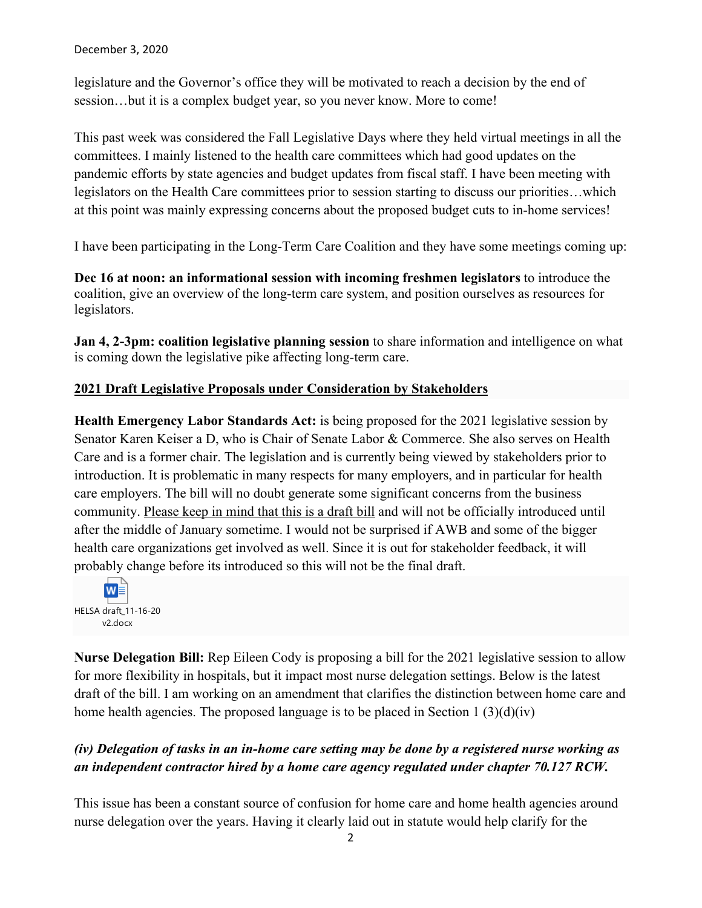legislature and the Governor's office they will be motivated to reach a decision by the end of session…but it is a complex budget year, so you never know. More to come!

This past week was considered the Fall Legislative Days where they held virtual meetings in all the committees. I mainly listened to the health care committees which had good updates on the pandemic efforts by state agencies and budget updates from fiscal staff. I have been meeting with legislators on the Health Care committees prior to session starting to discuss our priorities…which at this point was mainly expressing concerns about the proposed budget cuts to in-home services!

I have been participating in the Long-Term Care Coalition and they have some meetings coming up:

**Dec 16 at noon: an informational session with incoming freshmen legislators** to introduce the coalition, give an overview of the long-term care system, and position ourselves as resources for legislators.

**Jan 4, 2-3pm: coalition legislative planning session** to share information and intelligence on what is coming down the legislative pike affecting long-term care.

## 2021 Draft Legislative Proposals under Consideration by Stakeholders

**Health Emergency Labor Standards Act:** is being proposed for the 2021 legislative session by Senator Karen Keiser a D, who is Chair of Senate Labor & Commerce. She also serves on Health Care and is a former chair. The legislation and is currently being viewed by stakeholders prior to introduction. It is problematic in many respects for many employers, and in particular for health care employers. The bill will no doubt generate some significant concerns from the business community. Please keep in mind that this is a draft bill and will not be officially introduced until after the middle of January sometime. I would not be surprised if AWB and some of the bigger health care organizations get involved as well. Since it is out for stakeholder feedback, it will probably change before its introduced so this will not be the final draft.

HELSA draft_11-16-20 v2.docx

**Nurse Delegation Bill:** Rep Eileen Cody is proposing a bill for the 2021 legislative session to allow for more flexibility in hospitals, but it impact most nurse delegation settings. Below is the latest draft of the bill. I am working on an amendment that clarifies the distinction between home care and home health agencies. The proposed language is to be placed in Section 1 (3)(d)(iv)

***(iv) Delegation of tasks in an in-home care setting may be done by a registered nurse working as an independent contractor hired by a home care agency regulated under chapter 70.127 RCW.***

This issue has been a constant source of confusion for home care and home health agencies around nurse delegation over the years. Having it clearly laid out in statute would help clarify for the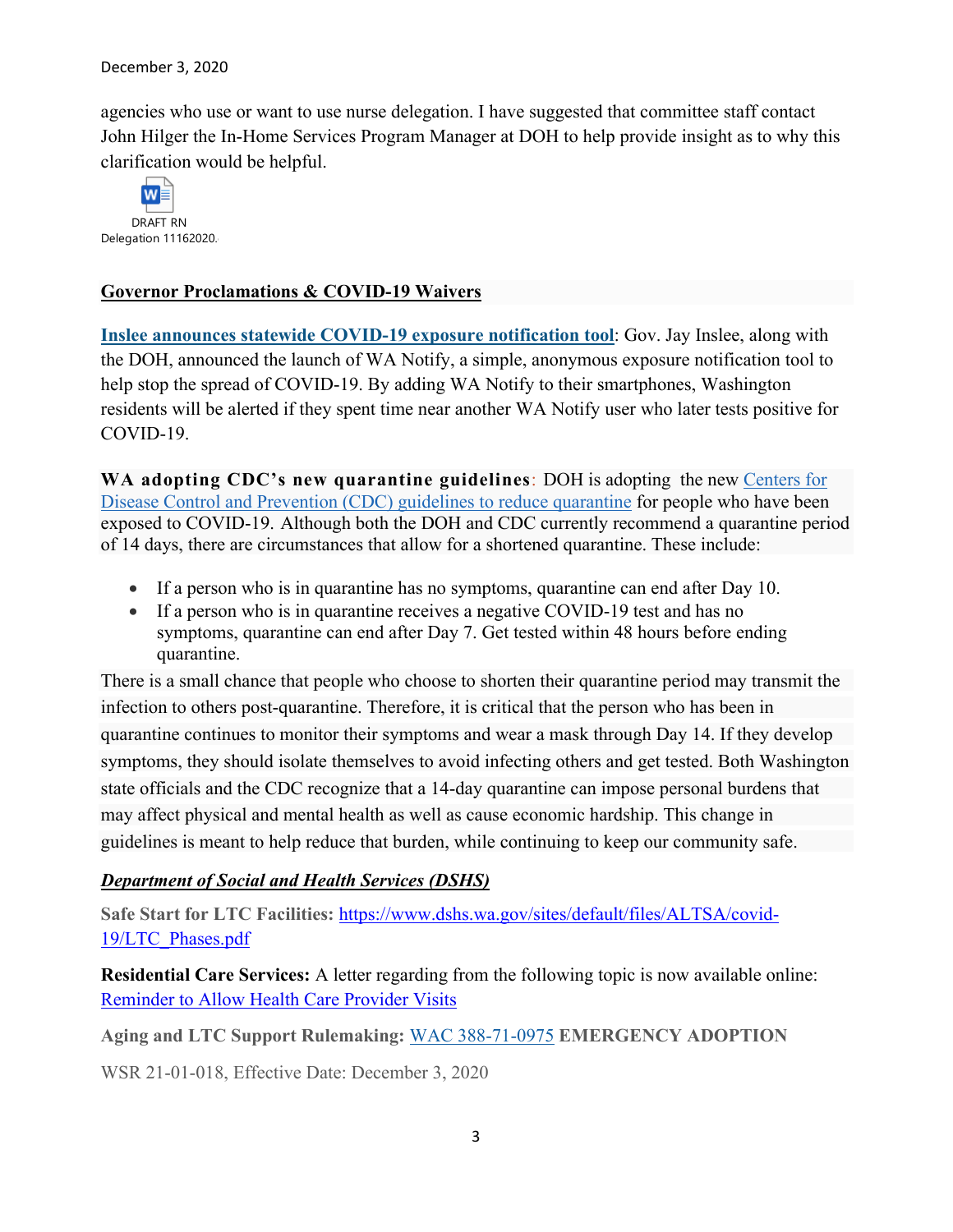agencies who use or want to use nurse delegation. I have suggested that committee staff contact John Hilger the In-Home Services Program Manager at DOH to help provide insight as to why this clarification would be helpful.

DRAFT RN Delegation 11162020.

## Governor Proclamations & COVID-19 Waivers

**Inslee announces statewide COVID-19 exposure notification tool**: Gov. Jay Inslee, along with the DOH, announced the launch of WA Notify, a simple, anonymous exposure notification tool to help stop the spread of COVID-19. By adding WA Notify to their smartphones, Washington residents will be alerted if they spent time near another WA Notify user who later tests positive for COVID-19.

**WA adopting CDC's new quarantine guidelines**: DOH is adopting the new Centers for Disease Control and Prevention (CDC) guidelines to reduce quarantine for people who have been exposed to COVID-19. Although both the DOH and CDC currently recommend a quarantine period of 14 days, there are circumstances that allow for a shortened quarantine. These include:

- If a person who is in quarantine has no symptoms, quarantine can end after Day 10.
- If a person who is in quarantine receives a negative COVID-19 test and has no symptoms, quarantine can end after Day 7. Get tested within 48 hours before ending quarantine.

There is a small chance that people who choose to shorten their quarantine period may transmit the infection to others post-quarantine. Therefore, it is critical that the person who has been in quarantine continues to monitor their symptoms and wear a mask through Day 14. If they develop symptoms, they should isolate themselves to avoid infecting others and get tested. Both Washington state officials and the CDC recognize that a 14-day quarantine can impose personal burdens that may affect physical and mental health as well as cause economic hardship. This change in guidelines is meant to help reduce that burden, while continuing to keep our community safe.

### ***Department of Social and Health Services (DSHS)***

**Safe Start for LTC Facilities:** https://www.dshs.wa.gov/sites/default/files/ALTSA/covid-19/LTC_Phases.pdf

**Residential Care Services:** A letter regarding from the following topic is now available online: Reminder to Allow Health Care Provider Visits

**Aging and LTC Support Rulemaking:** WAC 388-71-0975 **EMERGENCY ADOPTION**

WSR 21-01-018, Effective Date: December 3, 2020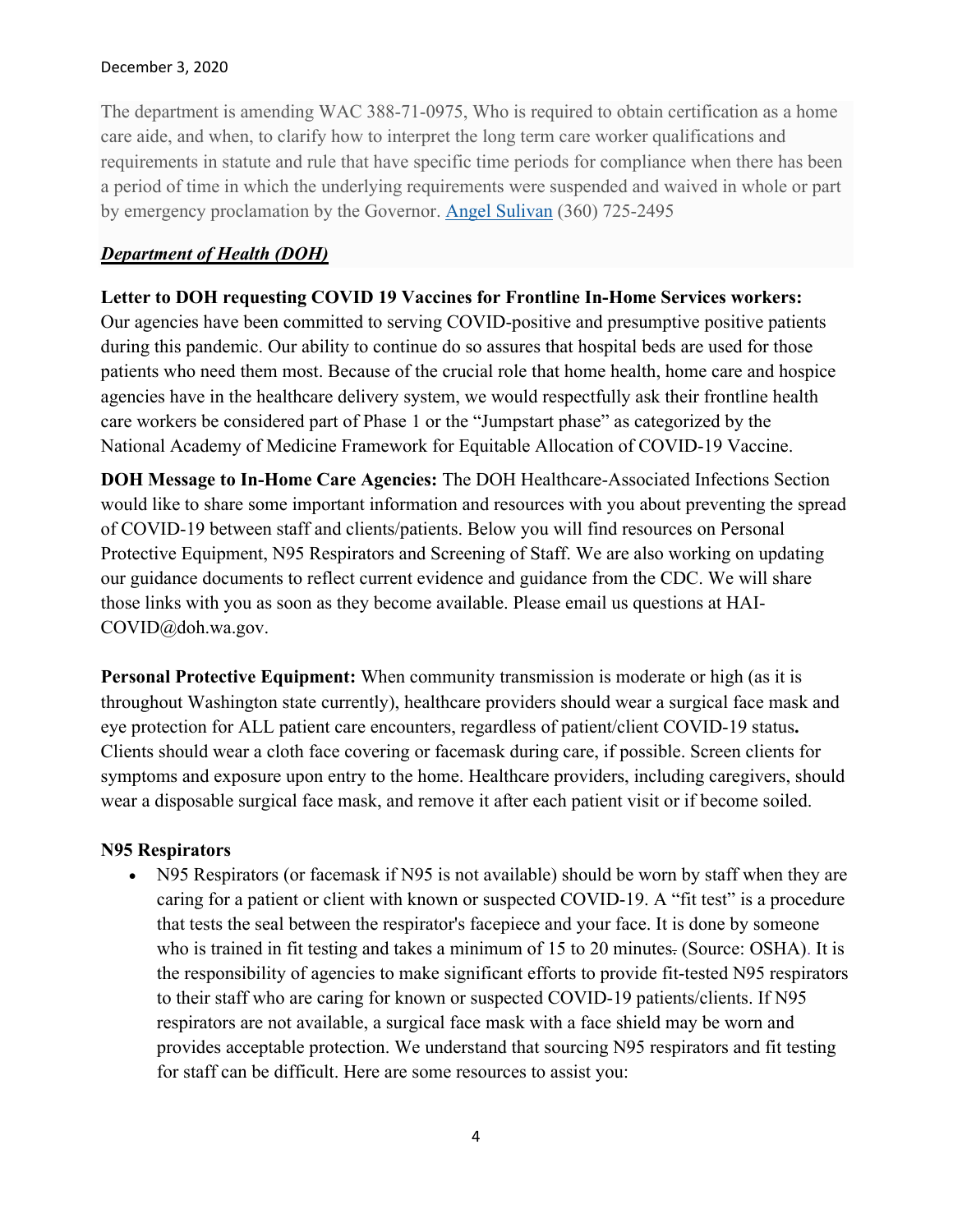December 3, 2020

The department is amending WAC 388-71-0975, Who is required to obtain certification as a home care aide, and when, to clarify how to interpret the long term care worker qualifications and requirements in statute and rule that have specific time periods for compliance when there has been a period of time in which the underlying requirements were suspended and waived in whole or part by emergency proclamation by the Governor. [Angel Sulivan](#) (360) 725-2495

***Department of Health (DOH)***

**Letter to DOH requesting COVID 19 Vaccines for Frontline In-Home Services workers:** Our agencies have been committed to serving COVID-positive and presumptive positive patients during this pandemic. Our ability to continue do so assures that hospital beds are used for those patients who need them most. Because of the crucial role that home health, home care and hospice agencies have in the healthcare delivery system, we would respectfully ask their frontline health care workers be considered part of Phase 1 or the "Jumpstart phase" as categorized by the National Academy of Medicine Framework for Equitable Allocation of COVID-19 Vaccine.

**DOH Message to In-Home Care Agencies:** The DOH Healthcare-Associated Infections Section would like to share some important information and resources with you about preventing the spread of COVID-19 between staff and clients/patients. Below you will find resources on Personal Protective Equipment, N95 Respirators and Screening of Staff. We are also working on updating our guidance documents to reflect current evidence and guidance from the CDC. We will share those links with you as soon as they become available. Please email us questions at HAI-COVID@doh.wa.gov.

**Personal Protective Equipment:** When community transmission is moderate or high (as it is throughout Washington state currently), healthcare providers should wear a surgical face mask and eye protection for ALL patient care encounters, regardless of patient/client COVID-19 status**.** Clients should wear a cloth face covering or facemask during care, if possible. Screen clients for symptoms and exposure upon entry to the home. Healthcare providers, including caregivers, should wear a disposable surgical face mask, and remove it after each patient visit or if become soiled.

**N95 Respirators**

- N95 Respirators (or facemask if N95 is not available) should be worn by staff when they are caring for a patient or client with known or suspected COVID-19. A "fit test" is a procedure that tests the seal between the respirator's facepiece and your face. It is done by someone who is trained in fit testing and takes a minimum of 15 to 20 minutes. (Source: OSHA). It is the responsibility of agencies to make significant efforts to provide fit-tested N95 respirators to their staff who are caring for known or suspected COVID-19 patients/clients. If N95 respirators are not available, a surgical face mask with a face shield may be worn and provides acceptable protection. We understand that sourcing N95 respirators and fit testing for staff can be difficult. Here are some resources to assist you: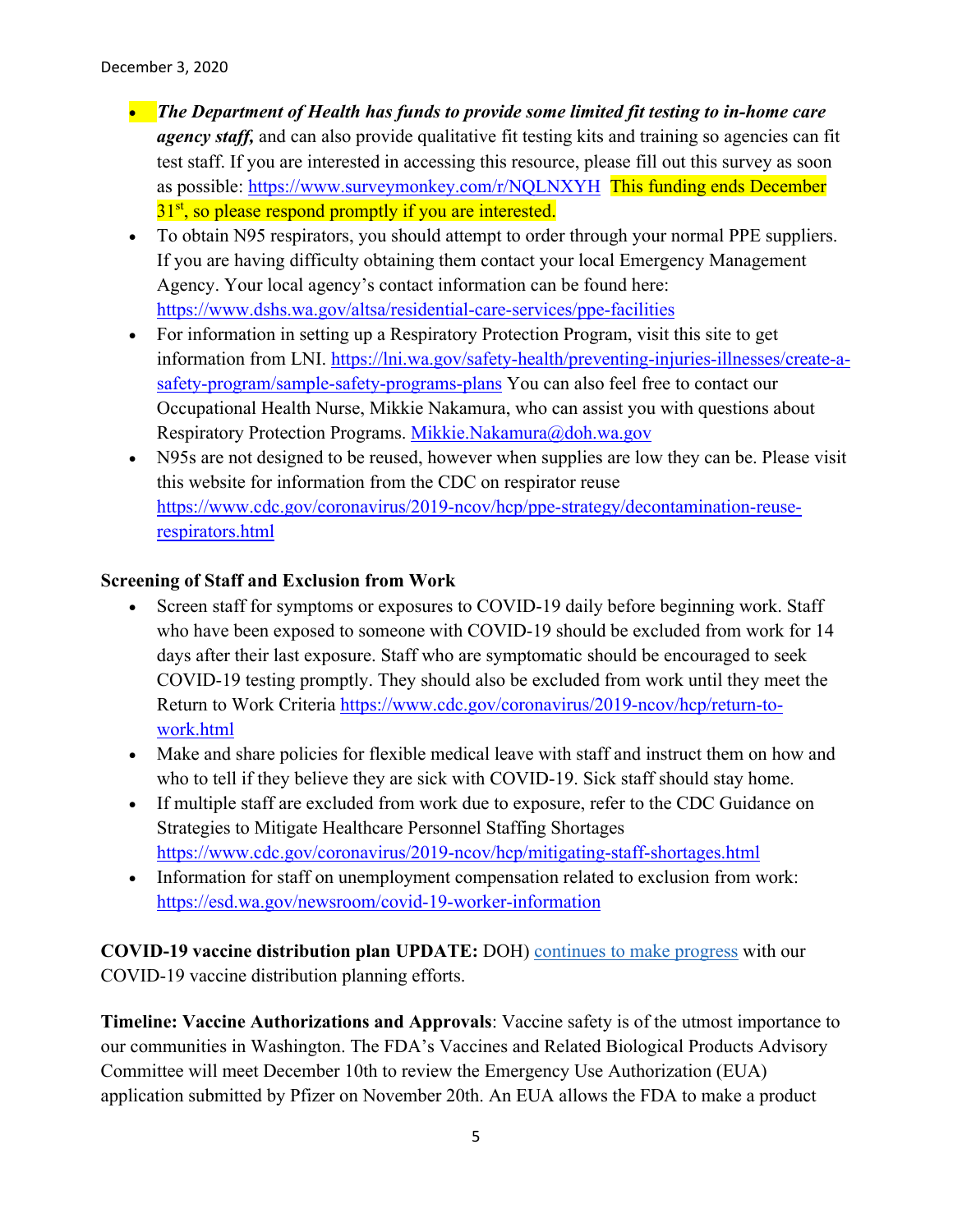- ***The Department of Health has funds to provide some limited fit testing to in-home care agency staff,*** and can also provide qualitative fit testing kits and training so agencies can fit test staff. If you are interested in accessing this resource, please fill out this survey as soon as possible: https://www.surveymonkey.com/r/NQLNXYH This funding ends December 31st, so please respond promptly if you are interested.
- To obtain N95 respirators, you should attempt to order through your normal PPE suppliers. If you are having difficulty obtaining them contact your local Emergency Management Agency. Your local agency's contact information can be found here: https://www.dshs.wa.gov/altsa/residential-care-services/ppe-facilities
- For information in setting up a Respiratory Protection Program, visit this site to get information from LNI. https://lni.wa.gov/safety-health/preventing-injuries-illnesses/create-a-safety-program/sample-safety-programs-plans You can also feel free to contact our Occupational Health Nurse, Mikkie Nakamura, who can assist you with questions about Respiratory Protection Programs. Mikkie.Nakamura@doh.wa.gov
- N95s are not designed to be reused, however when supplies are low they can be. Please visit this website for information from the CDC on respirator reuse https://www.cdc.gov/coronavirus/2019-ncov/hcp/ppe-strategy/decontamination-reuse-respirators.html

**Screening of Staff and Exclusion from Work**

- Screen staff for symptoms or exposures to COVID-19 daily before beginning work. Staff who have been exposed to someone with COVID-19 should be excluded from work for 14 days after their last exposure. Staff who are symptomatic should be encouraged to seek COVID-19 testing promptly. They should also be excluded from work until they meet the Return to Work Criteria https://www.cdc.gov/coronavirus/2019-ncov/hcp/return-to-work.html
- Make and share policies for flexible medical leave with staff and instruct them on how and who to tell if they believe they are sick with COVID-19. Sick staff should stay home.
- If multiple staff are excluded from work due to exposure, refer to the CDC Guidance on Strategies to Mitigate Healthcare Personnel Staffing Shortages https://www.cdc.gov/coronavirus/2019-ncov/hcp/mitigating-staff-shortages.html
- Information for staff on unemployment compensation related to exclusion from work: https://esd.wa.gov/newsroom/covid-19-worker-information

**COVID-19 vaccine distribution plan UPDATE:** DOH) continues to make progress with our COVID-19 vaccine distribution planning efforts.

**Timeline: Vaccine Authorizations and Approvals**: Vaccine safety is of the utmost importance to our communities in Washington. The FDA's Vaccines and Related Biological Products Advisory Committee will meet December 10th to review the Emergency Use Authorization (EUA) application submitted by Pfizer on November 20th. An EUA allows the FDA to make a product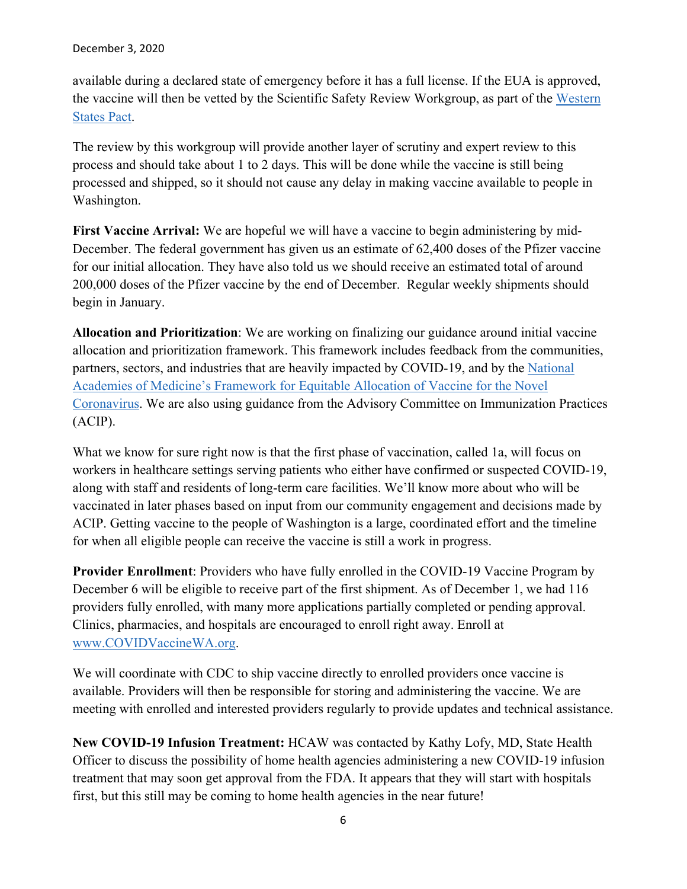available during a declared state of emergency before it has a full license. If the EUA is approved, the vaccine will then be vetted by the Scientific Safety Review Workgroup, as part of the Western States Pact.

The review by this workgroup will provide another layer of scrutiny and expert review to this process and should take about 1 to 2 days. This will be done while the vaccine is still being processed and shipped, so it should not cause any delay in making vaccine available to people in Washington.

**First Vaccine Arrival:** We are hopeful we will have a vaccine to begin administering by mid-December. The federal government has given us an estimate of 62,400 doses of the Pfizer vaccine for our initial allocation. They have also told us we should receive an estimated total of around 200,000 doses of the Pfizer vaccine by the end of December. Regular weekly shipments should begin in January.

**Allocation and Prioritization**: We are working on finalizing our guidance around initial vaccine allocation and prioritization framework. This framework includes feedback from the communities, partners, sectors, and industries that are heavily impacted by COVID-19, and by the National Academies of Medicine's Framework for Equitable Allocation of Vaccine for the Novel Coronavirus. We are also using guidance from the Advisory Committee on Immunization Practices (ACIP).

What we know for sure right now is that the first phase of vaccination, called 1a, will focus on workers in healthcare settings serving patients who either have confirmed or suspected COVID-19, along with staff and residents of long-term care facilities. We'll know more about who will be vaccinated in later phases based on input from our community engagement and decisions made by ACIP. Getting vaccine to the people of Washington is a large, coordinated effort and the timeline for when all eligible people can receive the vaccine is still a work in progress.

**Provider Enrollment**: Providers who have fully enrolled in the COVID-19 Vaccine Program by December 6 will be eligible to receive part of the first shipment. As of December 1, we had 116 providers fully enrolled, with many more applications partially completed or pending approval. Clinics, pharmacies, and hospitals are encouraged to enroll right away. Enroll at www.COVIDVaccineWA.org.

We will coordinate with CDC to ship vaccine directly to enrolled providers once vaccine is available. Providers will then be responsible for storing and administering the vaccine. We are meeting with enrolled and interested providers regularly to provide updates and technical assistance.

**New COVID-19 Infusion Treatment:** HCAW was contacted by Kathy Lofy, MD, State Health Officer to discuss the possibility of home health agencies administering a new COVID-19 infusion treatment that may soon get approval from the FDA. It appears that they will start with hospitals first, but this still may be coming to home health agencies in the near future!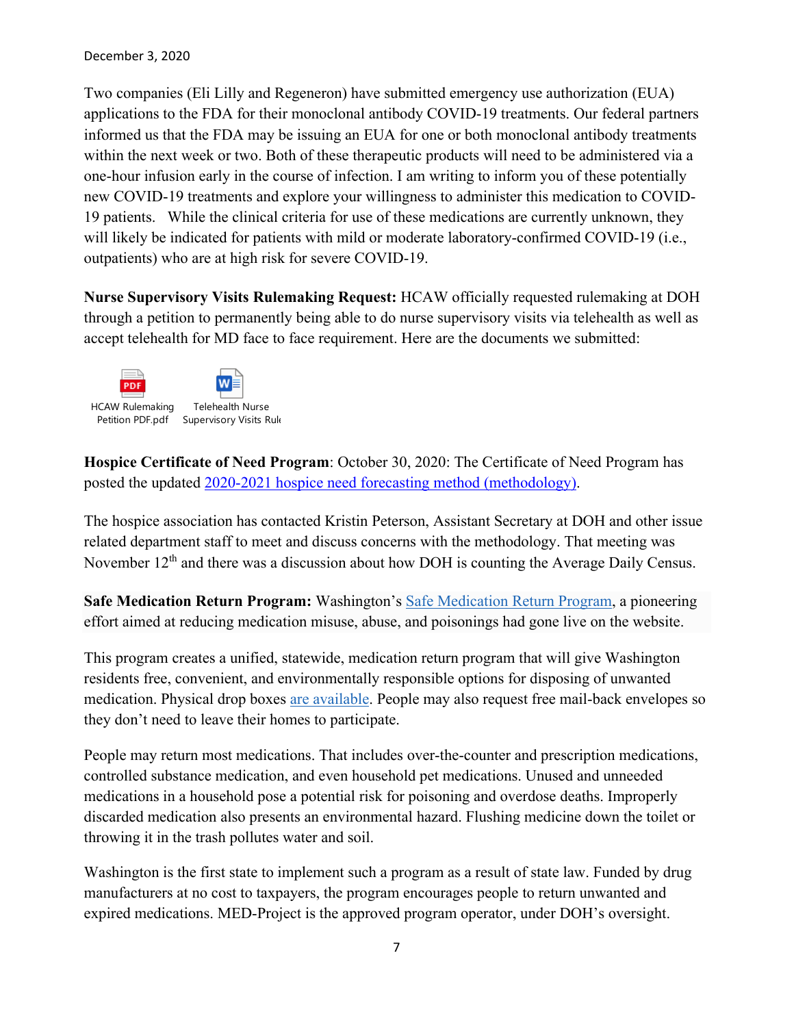December 3, 2020

Two companies (Eli Lilly and Regeneron) have submitted emergency use authorization (EUA) applications to the FDA for their monoclonal antibody COVID-19 treatments. Our federal partners informed us that the FDA may be issuing an EUA for one or both monoclonal antibody treatments within the next week or two. Both of these therapeutic products will need to be administered via a one-hour infusion early in the course of infection. I am writing to inform you of these potentially new COVID-19 treatments and explore your willingness to administer this medication to COVID-19 patients. While the clinical criteria for use of these medications are currently unknown, they will likely be indicated for patients with mild or moderate laboratory-confirmed COVID-19 (i.e., outpatients) who are at high risk for severe COVID-19.

**Nurse Supervisory Visits Rulemaking Request:** HCAW officially requested rulemaking at DOH through a petition to permanently being able to do nurse supervisory visits via telehealth as well as accept telehealth for MD face to face requirement. Here are the documents we submitted:

HCAW Rulemaking Petition PDF.pdf

Telehealth Nurse Supervisory Visits Rul

**Hospice Certificate of Need Program**: October 30, 2020: The Certificate of Need Program has posted the updated [2020-2021 hospice need forecasting method (methodology)].

The hospice association has contacted Kristin Peterson, Assistant Secretary at DOH and other issue related department staff to meet and discuss concerns with the methodology. That meeting was November 12th and there was a discussion about how DOH is counting the Average Daily Census.

**Safe Medication Return Program:** Washington's [Safe Medication Return Program], a pioneering effort aimed at reducing medication misuse, abuse, and poisonings had gone live on the website.

This program creates a unified, statewide, medication return program that will give Washington residents free, convenient, and environmentally responsible options for disposing of unwanted medication. Physical drop boxes [are available]. People may also request free mail-back envelopes so they don't need to leave their homes to participate.

People may return most medications. That includes over-the-counter and prescription medications, controlled substance medication, and even household pet medications. Unused and unneeded medications in a household pose a potential risk for poisoning and overdose deaths. Improperly discarded medication also presents an environmental hazard. Flushing medicine down the toilet or throwing it in the trash pollutes water and soil.

Washington is the first state to implement such a program as a result of state law. Funded by drug manufacturers at no cost to taxpayers, the program encourages people to return unwanted and expired medications. MED-Project is the approved program operator, under DOH's oversight.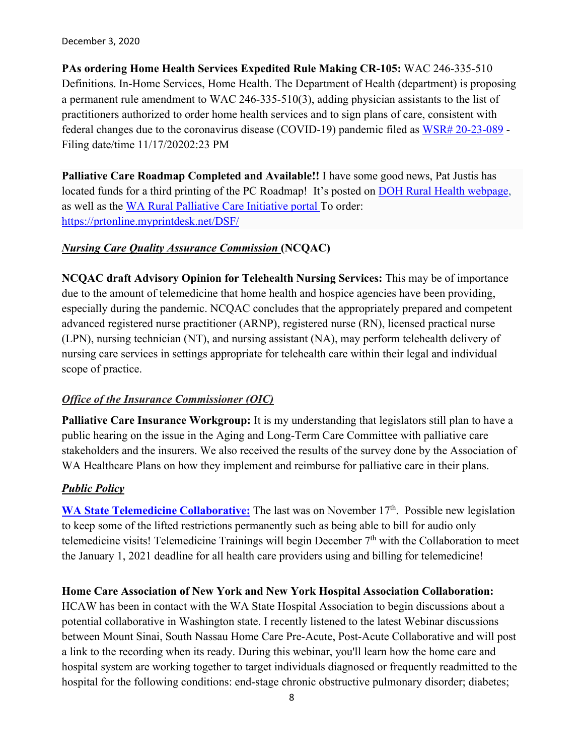December 3, 2020

**PAs ordering Home Health Services Expedited Rule Making CR-105:** WAC 246-335-510 Definitions. In-Home Services, Home Health. The Department of Health (department) is proposing a permanent rule amendment to WAC 246-335-510(3), adding physician assistants to the list of practitioners authorized to order home health services and to sign plans of care, consistent with federal changes due to the coronavirus disease (COVID-19) pandemic filed as WSR# 20-23-089 - Filing date/time 11/17/20202:23 PM

**Palliative Care Roadmap Completed and Available!!** I have some good news, Pat Justis has located funds for a third printing of the PC Roadmap! It's posted on DOH Rural Health webpage, as well as the WA Rural Palliative Care Initiative portal To order: https://prtonline.myprintdesk.net/DSF/

***Nursing Care Quality Assurance Commission* (NCQAC)**

**NCQAC draft Advisory Opinion for Telehealth Nursing Services:** This may be of importance due to the amount of telemedicine that home health and hospice agencies have been providing, especially during the pandemic. NCQAC concludes that the appropriately prepared and competent advanced registered nurse practitioner (ARNP), registered nurse (RN), licensed practical nurse (LPN), nursing technician (NT), and nursing assistant (NA), may perform telehealth delivery of nursing care services in settings appropriate for telehealth care within their legal and individual scope of practice.

***Office of the Insurance Commissioner (OIC)***

**Palliative Care Insurance Workgroup:** It is my understanding that legislators still plan to have a public hearing on the issue in the Aging and Long-Term Care Committee with palliative care stakeholders and the insurers. We also received the results of the survey done by the Association of WA Healthcare Plans on how they implement and reimburse for palliative care in their plans.

***Public Policy***

**WA State Telemedicine Collaborative:** The last was on November 17th. Possible new legislation to keep some of the lifted restrictions permanently such as being able to bill for audio only telemedicine visits! Telemedicine Trainings will begin December 7th with the Collaboration to meet the January 1, 2021 deadline for all health care providers using and billing for telemedicine!

**Home Care Association of New York and New York Hospital Association Collaboration:** HCAW has been in contact with the WA State Hospital Association to begin discussions about a potential collaborative in Washington state. I recently listened to the latest Webinar discussions between Mount Sinai, South Nassau Home Care Pre-Acute, Post-Acute Collaborative and will post a link to the recording when its ready. During this webinar, you'll learn how the home care and hospital system are working together to target individuals diagnosed or frequently readmitted to the hospital for the following conditions: end-stage chronic obstructive pulmonary disorder; diabetes;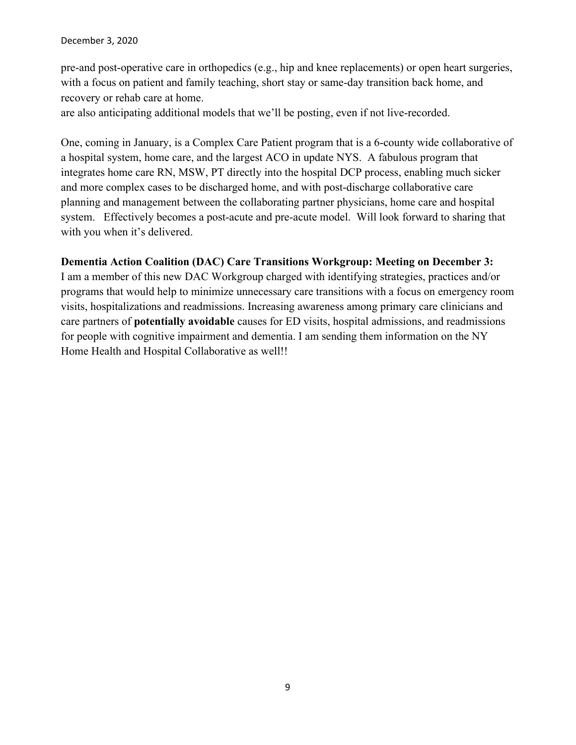pre-and post-operative care in orthopedics (e.g., hip and knee replacements) or open heart surgeries, with a focus on patient and family teaching, short stay or same-day transition back home, and recovery or rehab care at home.
are also anticipating additional models that we'll be posting, even if not live-recorded.

One, coming in January, is a Complex Care Patient program that is a 6-county wide collaborative of a hospital system, home care, and the largest ACO in update NYS. A fabulous program that integrates home care RN, MSW, PT directly into the hospital DCP process, enabling much sicker and more complex cases to be discharged home, and with post-discharge collaborative care planning and management between the collaborating partner physicians, home care and hospital system. Effectively becomes a post-acute and pre-acute model. Will look forward to sharing that with you when it's delivered.

**Dementia Action Coalition (DAC) Care Transitions Workgroup: Meeting on December 3:**
I am a member of this new DAC Workgroup charged with identifying strategies, practices and/or programs that would help to minimize unnecessary care transitions with a focus on emergency room visits, hospitalizations and readmissions. Increasing awareness among primary care clinicians and care partners of **potentially avoidable** causes for ED visits, hospital admissions, and readmissions for people with cognitive impairment and dementia. I am sending them information on the NY Home Health and Hospital Collaborative as well!!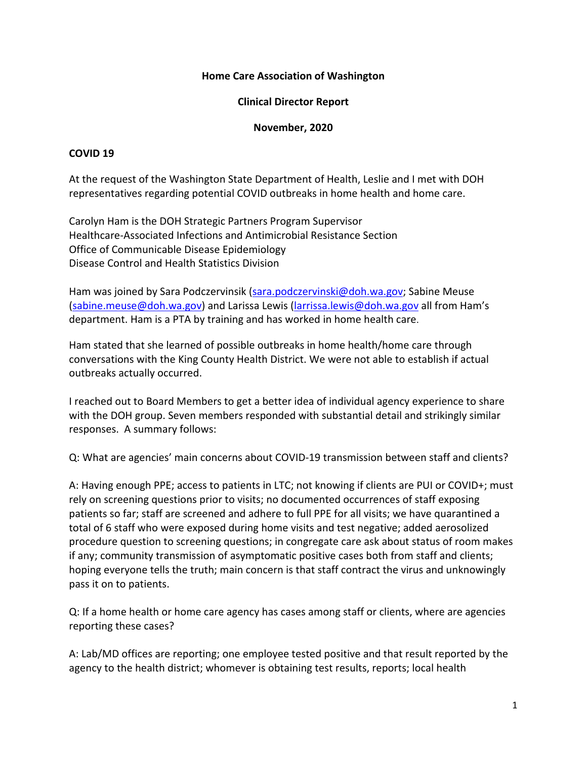**Home Care Association of Washington**

**Clinical Director Report**

**November, 2020**

**COVID 19**

At the request of the Washington State Department of Health, Leslie and I met with DOH representatives regarding potential COVID outbreaks in home health and home care.

Carolyn Ham is the DOH Strategic Partners Program Supervisor
Healthcare-Associated Infections and Antimicrobial Resistance Section
Office of Communicable Disease Epidemiology
Disease Control and Health Statistics Division

Ham was joined by Sara Podczervinsik (sara.podczervinski@doh.wa.gov; Sabine Meuse (sabine.meuse@doh.wa.gov) and Larissa Lewis (larrissa.lewis@doh.wa.gov all from Ham's department. Ham is a PTA by training and has worked in home health care.

Ham stated that she learned of possible outbreaks in home health/home care through conversations with the King County Health District. We were not able to establish if actual outbreaks actually occurred.

I reached out to Board Members to get a better idea of individual agency experience to share with the DOH group. Seven members responded with substantial detail and strikingly similar responses. A summary follows:

Q: What are agencies' main concerns about COVID-19 transmission between staff and clients?

A: Having enough PPE; access to patients in LTC; not knowing if clients are PUI or COVID+; must rely on screening questions prior to visits; no documented occurrences of staff exposing patients so far; staff are screened and adhere to full PPE for all visits; we have quarantined a total of 6 staff who were exposed during home visits and test negative; added aerosolized procedure question to screening questions; in congregate care ask about status of room makes if any; community transmission of asymptomatic positive cases both from staff and clients; hoping everyone tells the truth; main concern is that staff contract the virus and unknowingly pass it on to patients.

Q: If a home health or home care agency has cases among staff or clients, where are agencies reporting these cases?

A: Lab/MD offices are reporting; one employee tested positive and that result reported by the agency to the health district; whomever is obtaining test results, reports; local health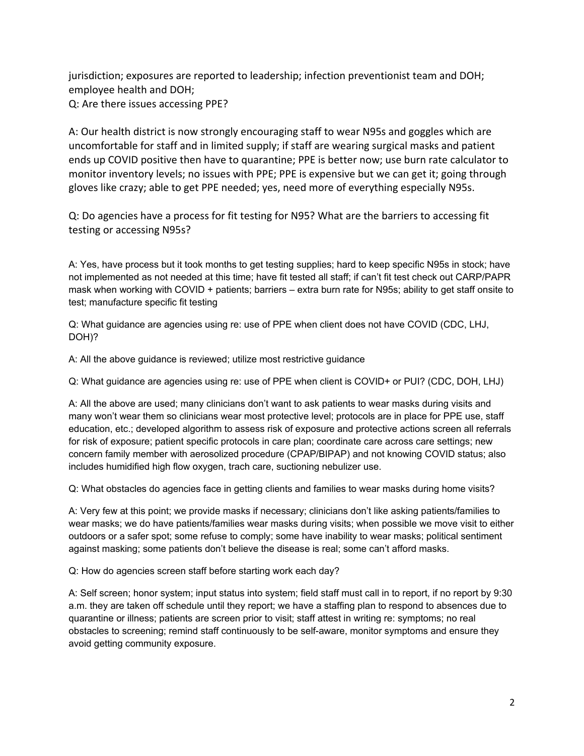jurisdiction; exposures are reported to leadership; infection preventionist team and DOH; employee health and DOH;

Q: Are there issues accessing PPE?

A: Our health district is now strongly encouraging staff to wear N95s and goggles which are uncomfortable for staff and in limited supply; if staff are wearing surgical masks and patient ends up COVID positive then have to quarantine; PPE is better now; use burn rate calculator to monitor inventory levels; no issues with PPE; PPE is expensive but we can get it; going through gloves like crazy; able to get PPE needed; yes, need more of everything especially N95s.

Q: Do agencies have a process for fit testing for N95? What are the barriers to accessing fit testing or accessing N95s?

A: Yes, have process but it took months to get testing supplies; hard to keep specific N95s in stock; have not implemented as not needed at this time; have fit tested all staff; if can't fit test check out CARP/PAPR mask when working with COVID + patients; barriers – extra burn rate for N95s; ability to get staff onsite to test; manufacture specific fit testing

Q: What guidance are agencies using re: use of PPE when client does not have COVID (CDC, LHJ, DOH)?

A: All the above guidance is reviewed; utilize most restrictive guidance

Q: What guidance are agencies using re: use of PPE when client is COVID+ or PUI? (CDC, DOH, LHJ)

A: All the above are used; many clinicians don't want to ask patients to wear masks during visits and many won't wear them so clinicians wear most protective level; protocols are in place for PPE use, staff education, etc.; developed algorithm to assess risk of exposure and protective actions screen all referrals for risk of exposure; patient specific protocols in care plan; coordinate care across care settings; new concern family member with aerosolized procedure (CPAP/BIPAP) and not knowing COVID status; also includes humidified high flow oxygen, trach care, suctioning nebulizer use.

Q: What obstacles do agencies face in getting clients and families to wear masks during home visits?

A: Very few at this point; we provide masks if necessary; clinicians don't like asking patients/families to wear masks; we do have patients/families wear masks during visits; when possible we move visit to either outdoors or a safer spot; some refuse to comply; some have inability to wear masks; political sentiment against masking; some patients don't believe the disease is real; some can't afford masks.

Q: How do agencies screen staff before starting work each day?

A: Self screen; honor system; input status into system; field staff must call in to report, if no report by 9:30 a.m. they are taken off schedule until they report; we have a staffing plan to respond to absences due to quarantine or illness; patients are screen prior to visit; staff attest in writing re: symptoms; no real obstacles to screening; remind staff continuously to be self-aware, monitor symptoms and ensure they avoid getting community exposure.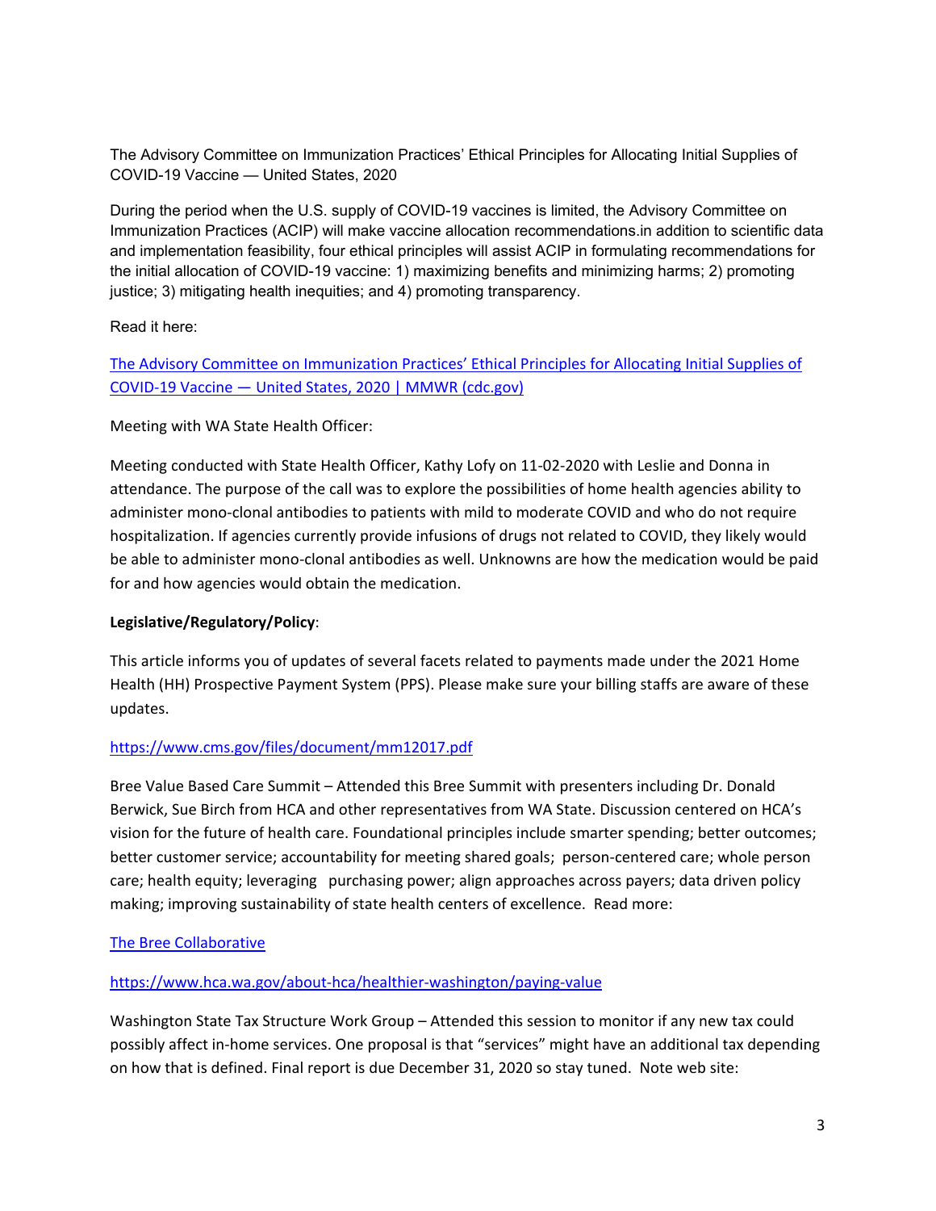The Advisory Committee on Immunization Practices' Ethical Principles for Allocating Initial Supplies of COVID-19 Vaccine — United States, 2020

During the period when the U.S. supply of COVID-19 vaccines is limited, the Advisory Committee on Immunization Practices (ACIP) will make vaccine allocation recommendations.in addition to scientific data and implementation feasibility, four ethical principles will assist ACIP in formulating recommendations for the initial allocation of COVID-19 vaccine: 1) maximizing benefits and minimizing harms; 2) promoting justice; 3) mitigating health inequities; and 4) promoting transparency.

Read it here:

[The Advisory Committee on Immunization Practices' Ethical Principles for Allocating Initial Supplies of COVID-19 Vaccine — United States, 2020 | MMWR (cdc.gov)]

Meeting with WA State Health Officer:

Meeting conducted with State Health Officer, Kathy Lofy on 11-02-2020 with Leslie and Donna in attendance. The purpose of the call was to explore the possibilities of home health agencies ability to administer mono-clonal antibodies to patients with mild to moderate COVID and who do not require hospitalization. If agencies currently provide infusions of drugs not related to COVID, they likely would be able to administer mono-clonal antibodies as well. Unknowns are how the medication would be paid for and how agencies would obtain the medication.

**Legislative/Regulatory/Policy**:

This article informs you of updates of several facets related to payments made under the 2021 Home Health (HH) Prospective Payment System (PPS). Please make sure your billing staffs are aware of these updates.

https://www.cms.gov/files/document/mm12017.pdf

Bree Value Based Care Summit – Attended this Bree Summit with presenters including Dr. Donald Berwick, Sue Birch from HCA and other representatives from WA State. Discussion centered on HCA's vision for the future of health care. Foundational principles include smarter spending; better outcomes; better customer service; accountability for meeting shared goals; person-centered care; whole person care; health equity; leveraging purchasing power; align approaches across payers; data driven policy making; improving sustainability of state health centers of excellence. Read more:

[The Bree Collaborative]

https://www.hca.wa.gov/about-hca/healthier-washington/paying-value

Washington State Tax Structure Work Group – Attended this session to monitor if any new tax could possibly affect in-home services. One proposal is that "services" might have an additional tax depending on how that is defined. Final report is due December 31, 2020 so stay tuned. Note web site: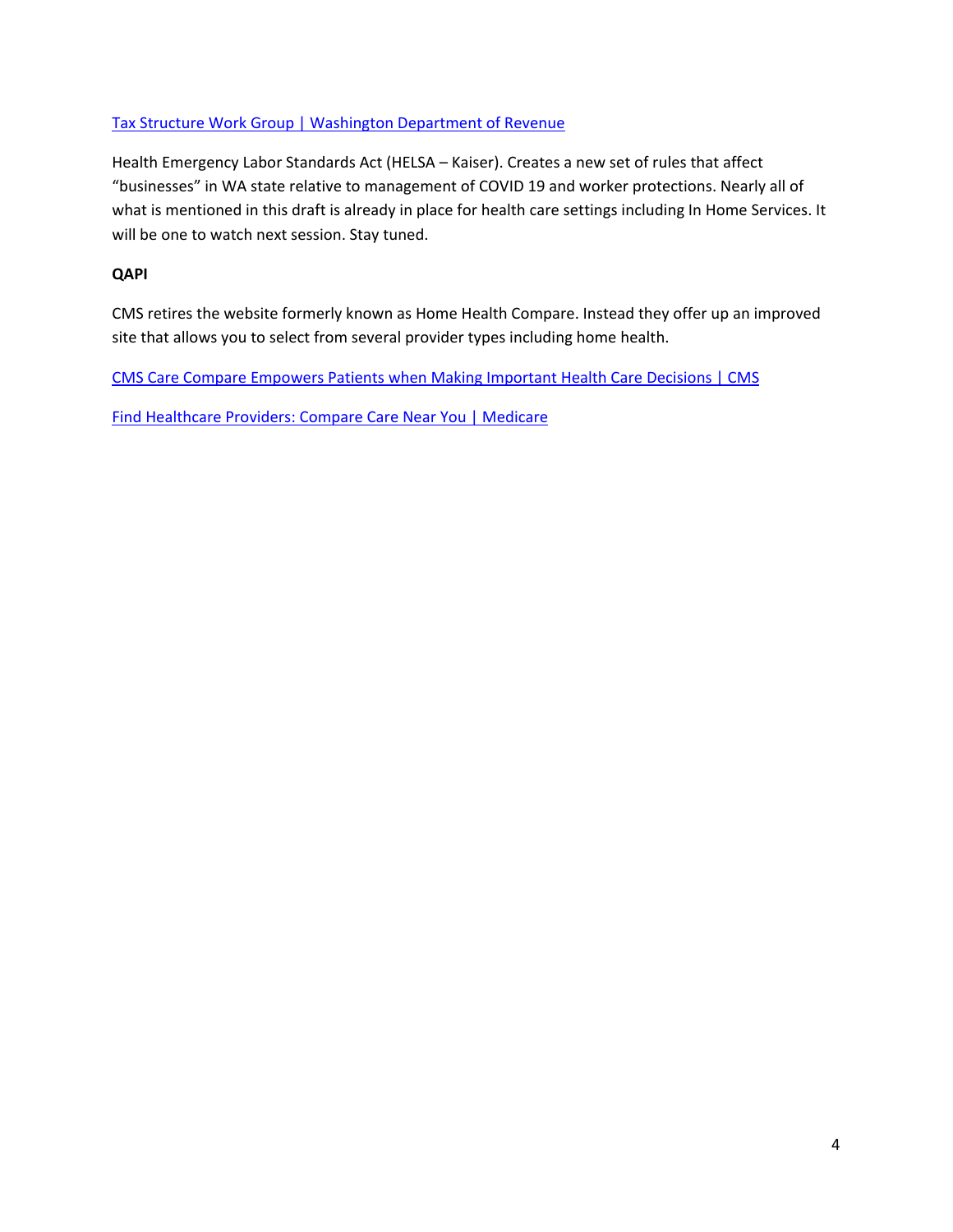[Tax Structure Work Group | Washington Department of Revenue]

Health Emergency Labor Standards Act (HELSA – Kaiser). Creates a new set of rules that affect "businesses" in WA state relative to management of COVID 19 and worker protections. Nearly all of what is mentioned in this draft is already in place for health care settings including In Home Services. It will be one to watch next session. Stay tuned.

**QAPI**

CMS retires the website formerly known as Home Health Compare. Instead they offer up an improved site that allows you to select from several provider types including home health.

[CMS Care Compare Empowers Patients when Making Important Health Care Decisions | CMS]

[Find Healthcare Providers: Compare Care Near You | Medicare]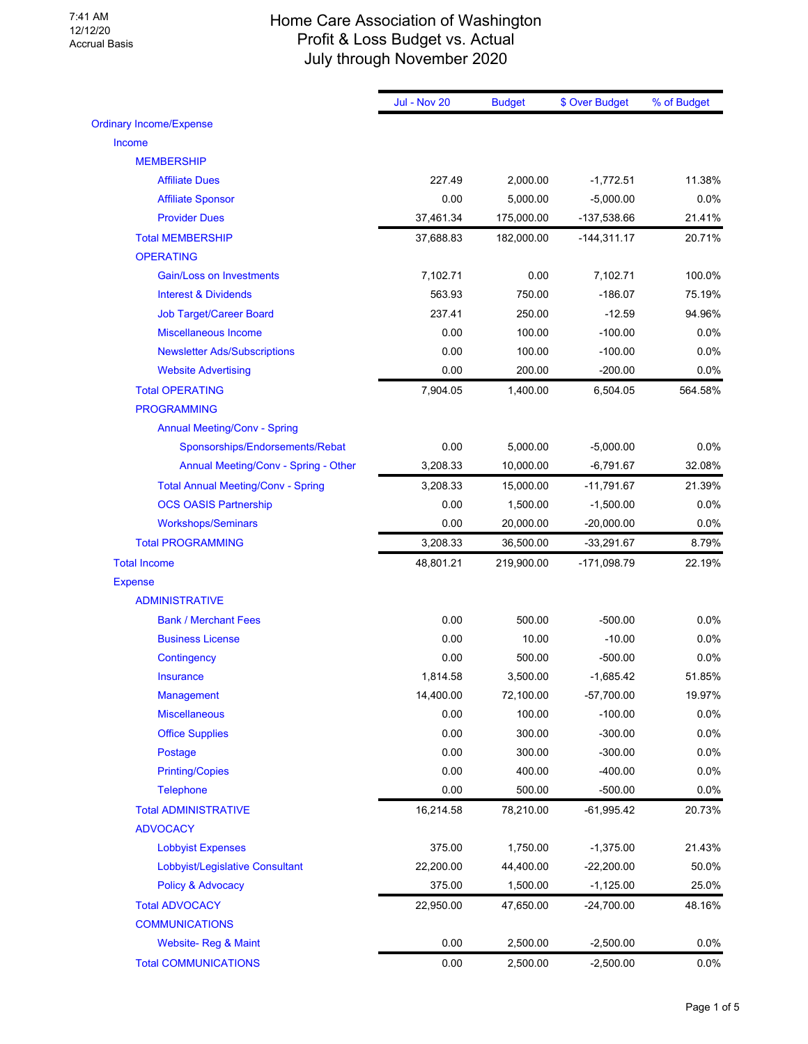7:41 AM
12/12/20
Accrual Basis

# Home Care Association of Washington
## Profit & Loss Budget vs. Actual
### July through November 2020

| | Jul - Nov 20 | Budget | $ Over Budget | % of Budget |
|---|---|---|---|---|
| Ordinary Income/Expense | | | | |
| Income | | | | |
| MEMBERSHIP | | | | |
| Affiliate Dues | 227.49 | 2,000.00 | -1,772.51 | 11.38% |
| Affiliate Sponsor | 0.00 | 5,000.00 | -5,000.00 | 0.0% |
| Provider Dues | 37,461.34 | 175,000.00 | -137,538.66 | 21.41% |
| Total MEMBERSHIP | 37,688.83 | 182,000.00 | -144,311.17 | 20.71% |
| OPERATING | | | | |
| Gain/Loss on Investments | 7,102.71 | 0.00 | 7,102.71 | 100.0% |
| Interest & Dividends | 563.93 | 750.00 | -186.07 | 75.19% |
| Job Target/Career Board | 237.41 | 250.00 | -12.59 | 94.96% |
| Miscellaneous Income | 0.00 | 100.00 | -100.00 | 0.0% |
| Newsletter Ads/Subscriptions | 0.00 | 100.00 | -100.00 | 0.0% |
| Website Advertising | 0.00 | 200.00 | -200.00 | 0.0% |
| Total OPERATING | 7,904.05 | 1,400.00 | 6,504.05 | 564.58% |
| PROGRAMMING | | | | |
| Annual Meeting/Conv - Spring | | | | |
| Sponsorships/Endorsements/Rebat | 0.00 | 5,000.00 | -5,000.00 | 0.0% |
| Annual Meeting/Conv - Spring - Other | 3,208.33 | 10,000.00 | -6,791.67 | 32.08% |
| Total Annual Meeting/Conv - Spring | 3,208.33 | 15,000.00 | -11,791.67 | 21.39% |
| OCS OASIS Partnership | 0.00 | 1,500.00 | -1,500.00 | 0.0% |
| Workshops/Seminars | 0.00 | 20,000.00 | -20,000.00 | 0.0% |
| Total PROGRAMMING | 3,208.33 | 36,500.00 | -33,291.67 | 8.79% |
| Total Income | 48,801.21 | 219,900.00 | -171,098.79 | 22.19% |
| Expense | | | | |
| ADMINISTRATIVE | | | | |
| Bank / Merchant Fees | 0.00 | 500.00 | -500.00 | 0.0% |
| Business License | 0.00 | 10.00 | -10.00 | 0.0% |
| Contingency | 0.00 | 500.00 | -500.00 | 0.0% |
| Insurance | 1,814.58 | 3,500.00 | -1,685.42 | 51.85% |
| Management | 14,400.00 | 72,100.00 | -57,700.00 | 19.97% |
| Miscellaneous | 0.00 | 100.00 | -100.00 | 0.0% |
| Office Supplies | 0.00 | 300.00 | -300.00 | 0.0% |
| Postage | 0.00 | 300.00 | -300.00 | 0.0% |
| Printing/Copies | 0.00 | 400.00 | -400.00 | 0.0% |
| Telephone | 0.00 | 500.00 | -500.00 | 0.0% |
| Total ADMINISTRATIVE | 16,214.58 | 78,210.00 | -61,995.42 | 20.73% |
| ADVOCACY | | | | |
| Lobbyist Expenses | 375.00 | 1,750.00 | -1,375.00 | 21.43% |
| Lobbyist/Legislative Consultant | 22,200.00 | 44,400.00 | -22,200.00 | 50.0% |
| Policy & Advocacy | 375.00 | 1,500.00 | -1,125.00 | 25.0% |
| Total ADVOCACY | 22,950.00 | 47,650.00 | -24,700.00 | 48.16% |
| COMMUNICATIONS | | | | |
| Website- Reg & Maint | 0.00 | 2,500.00 | -2,500.00 | 0.0% |
| Total COMMUNICATIONS | 0.00 | 2,500.00 | -2,500.00 | 0.0% |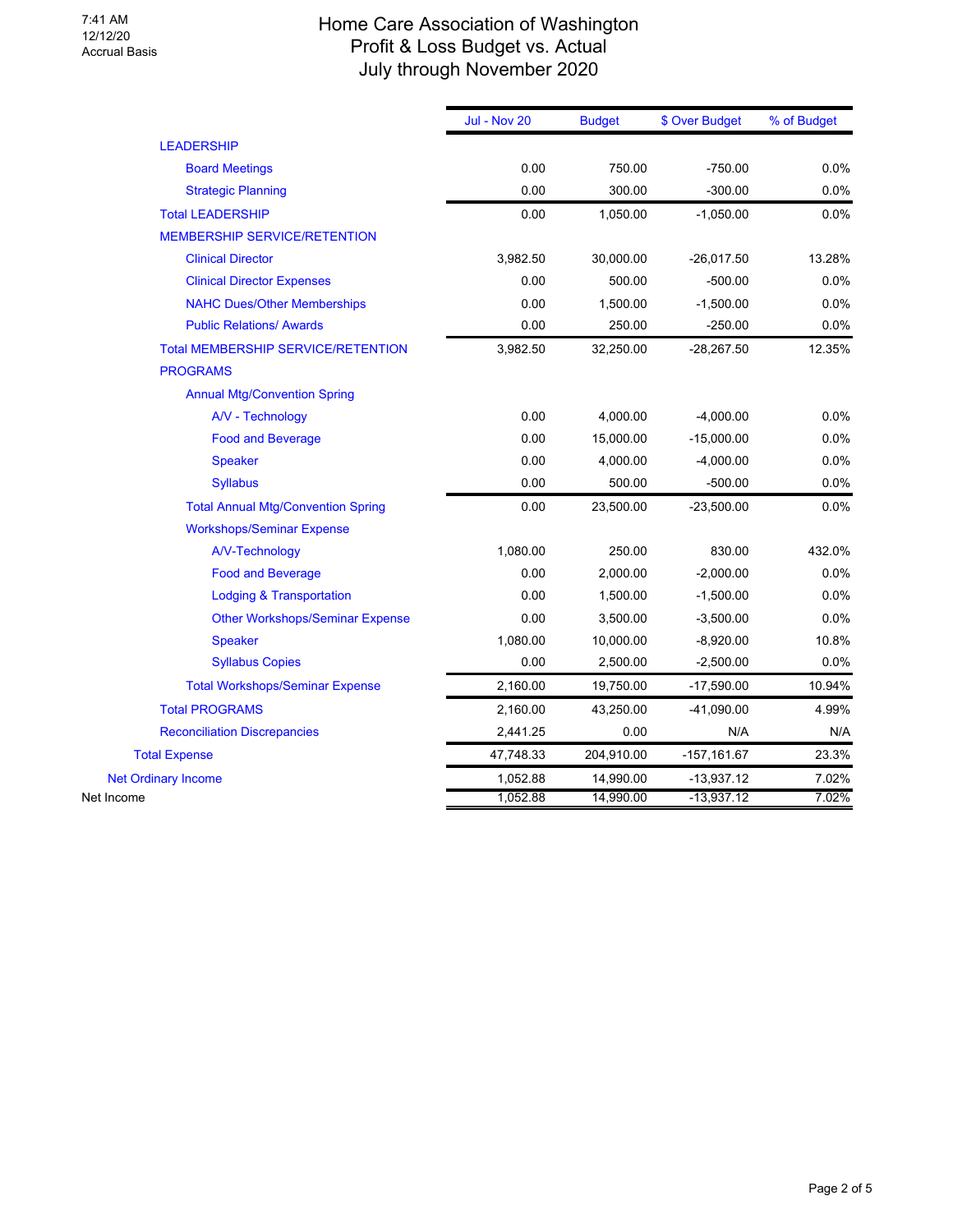7:41 AM
12/12/20
Accrual Basis

# Home Care Association of Washington
## Profit & Loss Budget vs. Actual
### July through November 2020

| | Jul - Nov 20 | Budget | $ Over Budget | % of Budget |
|---|---|---|---|---|
| LEADERSHIP | | | | |
| Board Meetings | 0.00 | 750.00 | -750.00 | 0.0% |
| Strategic Planning | 0.00 | 300.00 | -300.00 | 0.0% |
| Total LEADERSHIP | 0.00 | 1,050.00 | -1,050.00 | 0.0% |
| MEMBERSHIP SERVICE/RETENTION | | | | |
| Clinical Director | 3,982.50 | 30,000.00 | -26,017.50 | 13.28% |
| Clinical Director Expenses | 0.00 | 500.00 | -500.00 | 0.0% |
| NAHC Dues/Other Memberships | 0.00 | 1,500.00 | -1,500.00 | 0.0% |
| Public Relations/ Awards | 0.00 | 250.00 | -250.00 | 0.0% |
| Total MEMBERSHIP SERVICE/RETENTION | 3,982.50 | 32,250.00 | -28,267.50 | 12.35% |
| PROGRAMS | | | | |
| Annual Mtg/Convention Spring | | | | |
| A/V - Technology | 0.00 | 4,000.00 | -4,000.00 | 0.0% |
| Food and Beverage | 0.00 | 15,000.00 | -15,000.00 | 0.0% |
| Speaker | 0.00 | 4,000.00 | -4,000.00 | 0.0% |
| Syllabus | 0.00 | 500.00 | -500.00 | 0.0% |
| Total Annual Mtg/Convention Spring | 0.00 | 23,500.00 | -23,500.00 | 0.0% |
| Workshops/Seminar Expense | | | | |
| A/V-Technology | 1,080.00 | 250.00 | 830.00 | 432.0% |
| Food and Beverage | 0.00 | 2,000.00 | -2,000.00 | 0.0% |
| Lodging & Transportation | 0.00 | 1,500.00 | -1,500.00 | 0.0% |
| Other Workshops/Seminar Expense | 0.00 | 3,500.00 | -3,500.00 | 0.0% |
| Speaker | 1,080.00 | 10,000.00 | -8,920.00 | 10.8% |
| Syllabus Copies | 0.00 | 2,500.00 | -2,500.00 | 0.0% |
| Total Workshops/Seminar Expense | 2,160.00 | 19,750.00 | -17,590.00 | 10.94% |
| Total PROGRAMS | 2,160.00 | 43,250.00 | -41,090.00 | 4.99% |
| Reconciliation Discrepancies | 2,441.25 | 0.00 | N/A | N/A |
| Total Expense | 47,748.33 | 204,910.00 | -157,161.67 | 23.3% |
| Net Ordinary Income | 1,052.88 | 14,990.00 | -13,937.12 | 7.02% |
| Net Income | 1,052.88 | 14,990.00 | -13,937.12 | 7.02% |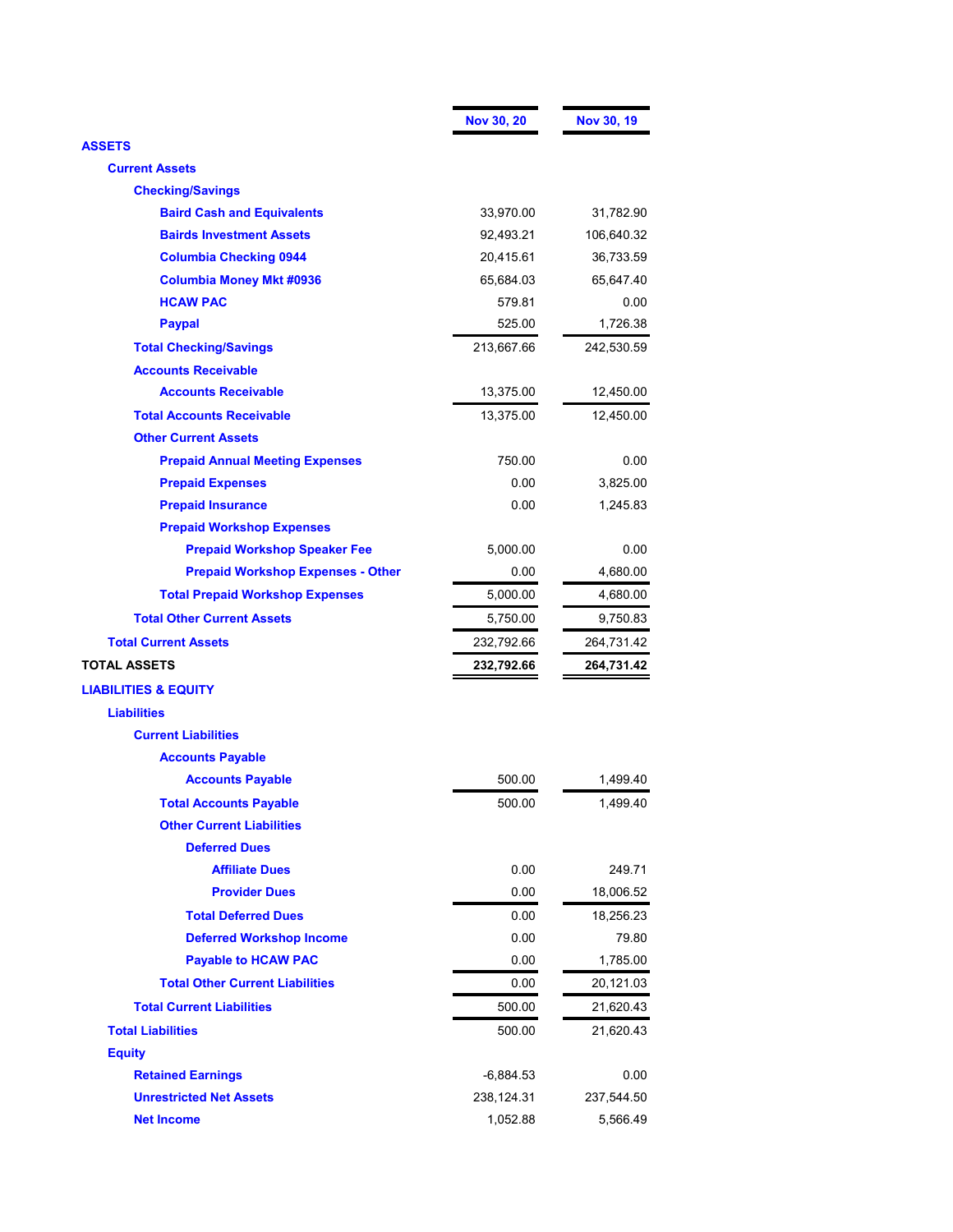| | Nov 30, 20 | Nov 30, 19 |
|---|---|---|
| **ASSETS** | | |
| **Current Assets** | | |
| **Checking/Savings** | | |
| **Baird Cash and Equivalents** | 33,970.00 | 31,782.90 |
| **Bairds Investment Assets** | 92,493.21 | 106,640.32 |
| **Columbia Checking 0944** | 20,415.61 | 36,733.59 |
| **Columbia Money Mkt #0936** | 65,684.03 | 65,647.40 |
| **HCAW PAC** | 579.81 | 0.00 |
| **Paypal** | 525.00 | 1,726.38 |
| **Total Checking/Savings** | 213,667.66 | 242,530.59 |
| **Accounts Receivable** | | |
| **Accounts Receivable** | 13,375.00 | 12,450.00 |
| **Total Accounts Receivable** | 13,375.00 | 12,450.00 |
| **Other Current Assets** | | |
| **Prepaid Annual Meeting Expenses** | 750.00 | 0.00 |
| **Prepaid Expenses** | 0.00 | 3,825.00 |
| **Prepaid Insurance** | 0.00 | 1,245.83 |
| **Prepaid Workshop Expenses** | | |
| **Prepaid Workshop Speaker Fee** | 5,000.00 | 0.00 |
| **Prepaid Workshop Expenses - Other** | 0.00 | 4,680.00 |
| **Total Prepaid Workshop Expenses** | 5,000.00 | 4,680.00 |
| **Total Other Current Assets** | 5,750.00 | 9,750.83 |
| **Total Current Assets** | 232,792.66 | 264,731.42 |
| **TOTAL ASSETS** | **232,792.66** | **264,731.42** |
| **LIABILITIES & EQUITY** | | |
| **Liabilities** | | |
| **Current Liabilities** | | |
| **Accounts Payable** | | |
| **Accounts Payable** | 500.00 | 1,499.40 |
| **Total Accounts Payable** | 500.00 | 1,499.40 |
| **Other Current Liabilities** | | |
| **Deferred Dues** | | |
| **Affiliate Dues** | 0.00 | 249.71 |
| **Provider Dues** | 0.00 | 18,006.52 |
| **Total Deferred Dues** | 0.00 | 18,256.23 |
| **Deferred Workshop Income** | 0.00 | 79.80 |
| **Payable to HCAW PAC** | 0.00 | 1,785.00 |
| **Total Other Current Liabilities** | 0.00 | 20,121.03 |
| **Total Current Liabilities** | 500.00 | 21,620.43 |
| **Total Liabilities** | 500.00 | 21,620.43 |
| **Equity** | | |
| **Retained Earnings** | -6,884.53 | 0.00 |
| **Unrestricted Net Assets** | 238,124.31 | 237,544.50 |
| **Net Income** | 1,052.88 | 5,566.49 |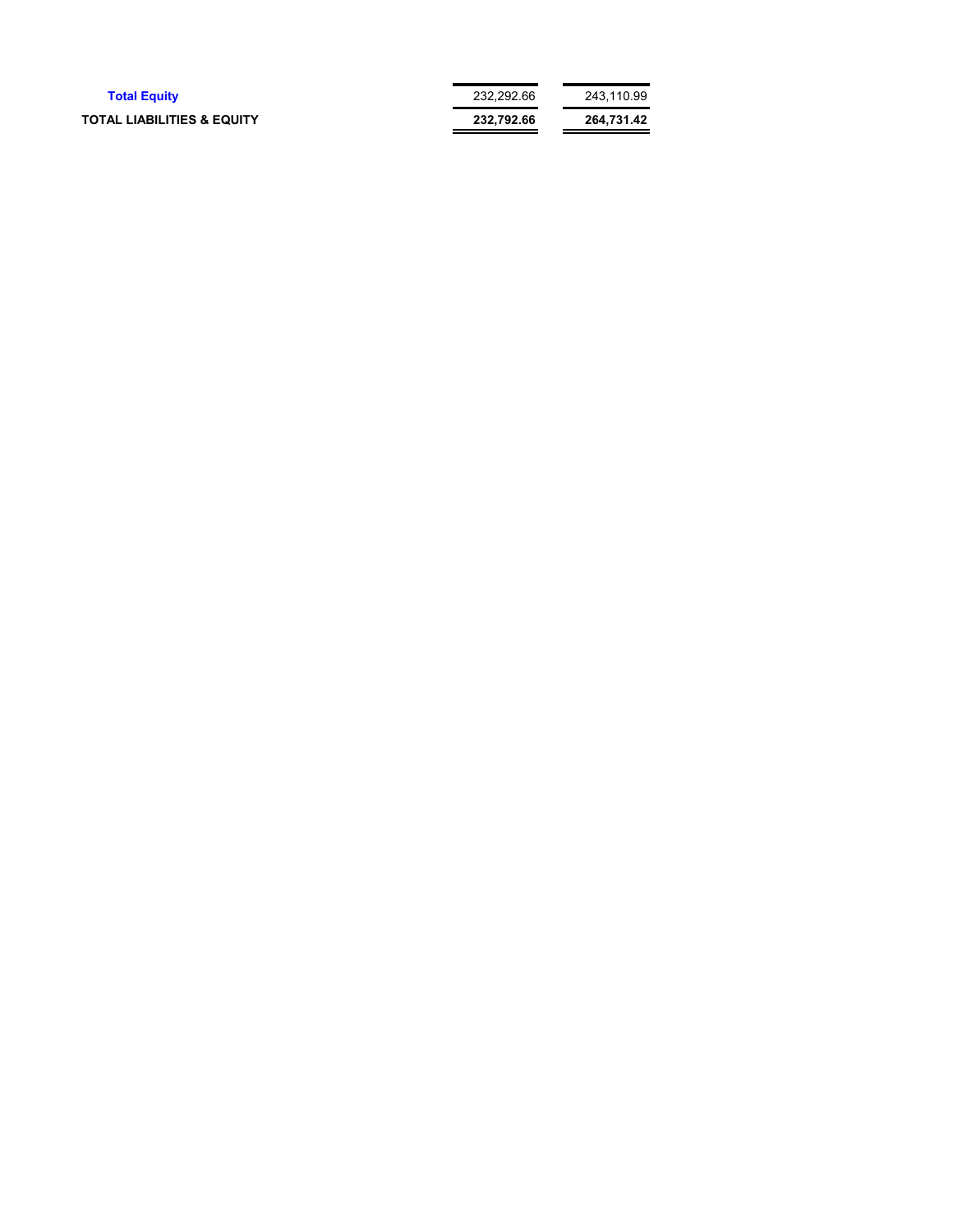| | | |
|---|---|---|
| **Total Equity** | 232,292.66 | 243,110.99 |
| **TOTAL LIABILITIES & EQUITY** | **232,792.66** | **264,731.42** |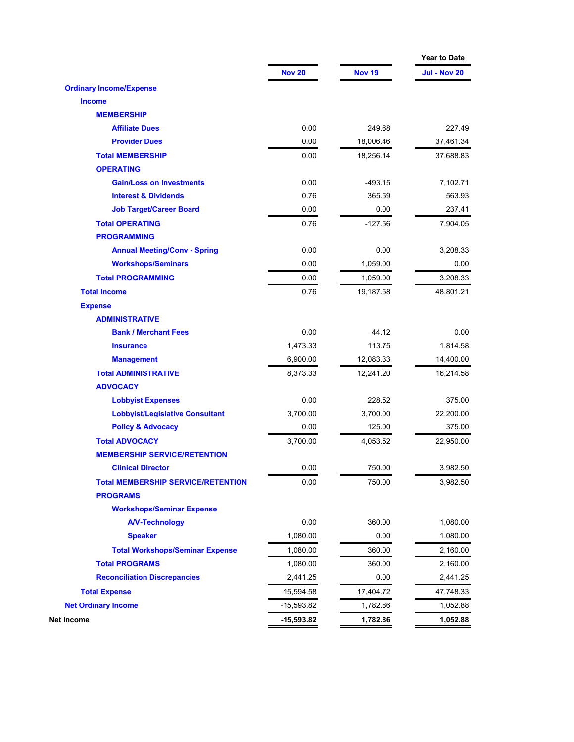| | Nov 20 | Nov 19 | Year to Date Jul - Nov 20 |
|---|---|---|---|
| **Ordinary Income/Expense** | | | |
| **Income** | | | |
| **MEMBERSHIP** | | | |
| **Affiliate Dues** | 0.00 | 249.68 | 227.49 |
| **Provider Dues** | 0.00 | 18,006.46 | 37,461.34 |
| **Total MEMBERSHIP** | 0.00 | 18,256.14 | 37,688.83 |
| **OPERATING** | | | |
| **Gain/Loss on Investments** | 0.00 | -493.15 | 7,102.71 |
| **Interest & Dividends** | 0.76 | 365.59 | 563.93 |
| **Job Target/Career Board** | 0.00 | 0.00 | 237.41 |
| **Total OPERATING** | 0.76 | -127.56 | 7,904.05 |
| **PROGRAMMING** | | | |
| **Annual Meeting/Conv - Spring** | 0.00 | 0.00 | 3,208.33 |
| **Workshops/Seminars** | 0.00 | 1,059.00 | 0.00 |
| **Total PROGRAMMING** | 0.00 | 1,059.00 | 3,208.33 |
| **Total Income** | 0.76 | 19,187.58 | 48,801.21 |
| **Expense** | | | |
| **ADMINISTRATIVE** | | | |
| **Bank / Merchant Fees** | 0.00 | 44.12 | 0.00 |
| **Insurance** | 1,473.33 | 113.75 | 1,814.58 |
| **Management** | 6,900.00 | 12,083.33 | 14,400.00 |
| **Total ADMINISTRATIVE** | 8,373.33 | 12,241.20 | 16,214.58 |
| **ADVOCACY** | | | |
| **Lobbyist Expenses** | 0.00 | 228.52 | 375.00 |
| **Lobbyist/Legislative Consultant** | 3,700.00 | 3,700.00 | 22,200.00 |
| **Policy & Advocacy** | 0.00 | 125.00 | 375.00 |
| **Total ADVOCACY** | 3,700.00 | 4,053.52 | 22,950.00 |
| **MEMBERSHIP SERVICE/RETENTION** | | | |
| **Clinical Director** | 0.00 | 750.00 | 3,982.50 |
| **Total MEMBERSHIP SERVICE/RETENTION** | 0.00 | 750.00 | 3,982.50 |
| **PROGRAMS** | | | |
| **Workshops/Seminar Expense** | | | |
| **A/V-Technology** | 0.00 | 360.00 | 1,080.00 |
| **Speaker** | 1,080.00 | 0.00 | 1,080.00 |
| **Total Workshops/Seminar Expense** | 1,080.00 | 360.00 | 2,160.00 |
| **Total PROGRAMS** | 1,080.00 | 360.00 | 2,160.00 |
| **Reconciliation Discrepancies** | 2,441.25 | 0.00 | 2,441.25 |
| **Total Expense** | 15,594.58 | 17,404.72 | 47,748.33 |
| **Net Ordinary Income** | -15,593.82 | 1,782.86 | 1,052.88 |
| **Net Income** | **-15,593.82** | **1,782.86** | **1,052.88** |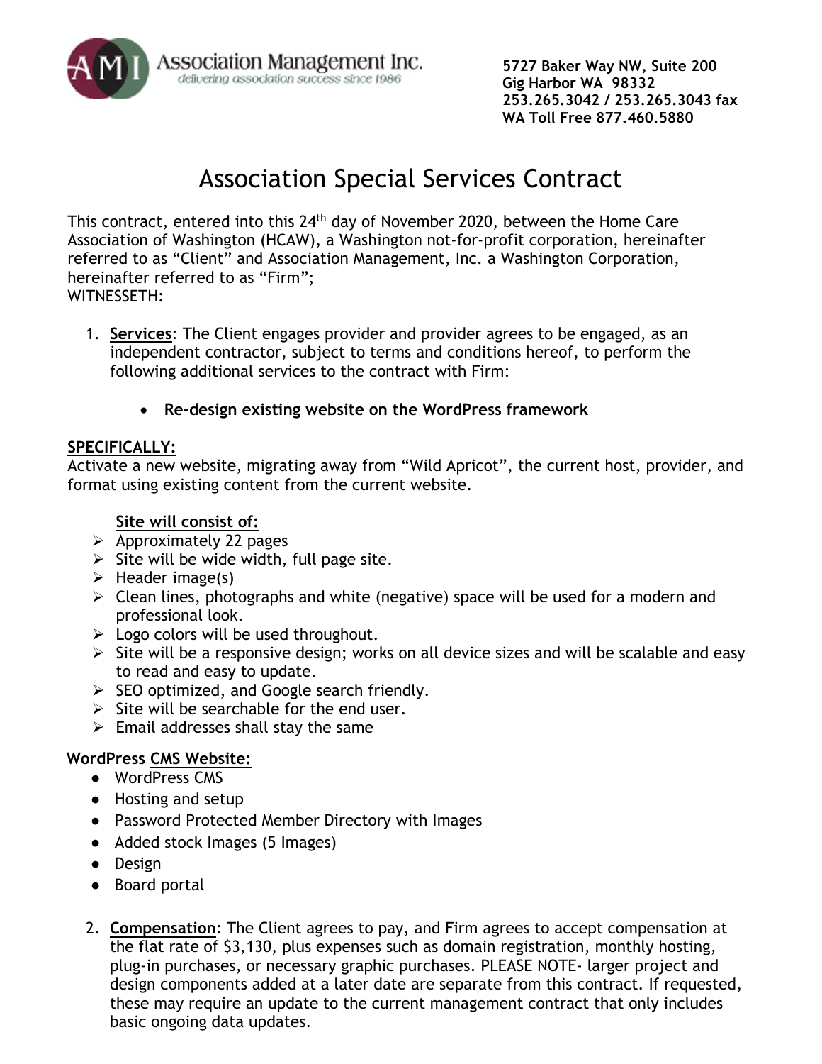Association Management Inc.
*delivering association success since 1986*

**5727 Baker Way NW, Suite 200**
**Gig Harbor WA 98332**
**253.265.3042 / 253.265.3043 fax**
**WA Toll Free 877.460.5880**

# Association Special Services Contract

This contract, entered into this 24th day of November 2020, between the Home Care Association of Washington (HCAW), a Washington not-for-profit corporation, hereinafter referred to as "Client" and Association Management, Inc. a Washington Corporation, hereinafter referred to as "Firm";
WITNESSETH:

1. **Services**: The Client engages provider and provider agrees to be engaged, as an independent contractor, subject to terms and conditions hereof, to perform the following additional services to the contract with Firm:

   - **Re-design existing website on the WordPress framework**

**SPECIFICALLY:**
Activate a new website, migrating away from "Wild Apricot", the current host, provider, and format using existing content from the current website.

**Site will consist of:**

- Approximately 22 pages
- Site will be wide width, full page site.
- Header image(s)
- Clean lines, photographs and white (negative) space will be used for a modern and professional look.
- Logo colors will be used throughout.
- Site will be a responsive design; works on all device sizes and will be scalable and easy to read and easy to update.
- SEO optimized, and Google search friendly.
- Site will be searchable for the end user.
- Email addresses shall stay the same

**WordPress CMS Website:**

- WordPress CMS
- Hosting and setup
- Password Protected Member Directory with Images
- Added stock Images (5 Images)
- Design
- Board portal

2. **Compensation**: The Client agrees to pay, and Firm agrees to accept compensation at the flat rate of $3,130, plus expenses such as domain registration, monthly hosting, plug-in purchases, or necessary graphic purchases. PLEASE NOTE- larger project and design components added at a later date are separate from this contract. If requested, these may require an update to the current management contract that only includes basic ongoing data updates.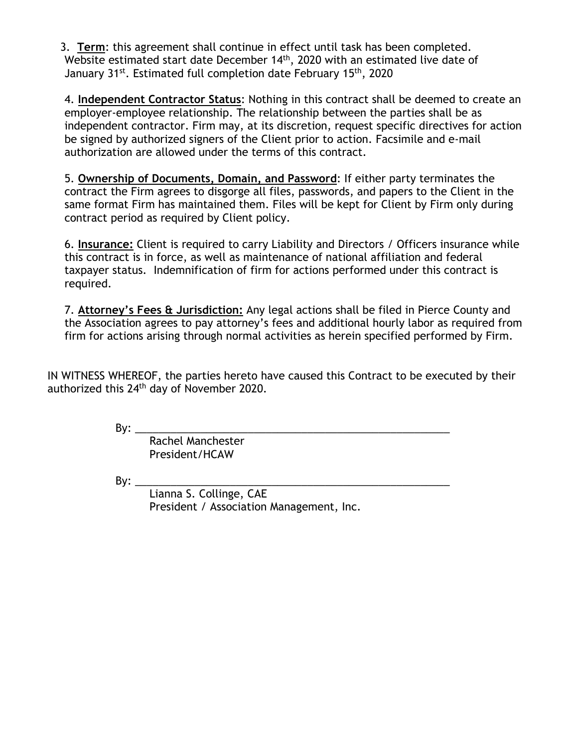3. **Term**: this agreement shall continue in effect until task has been completed. Website estimated start date December 14th, 2020 with an estimated live date of January 31st. Estimated full completion date February 15th, 2020

4. **Independent Contractor Status**: Nothing in this contract shall be deemed to create an employer-employee relationship. The relationship between the parties shall be as independent contractor. Firm may, at its discretion, request specific directives for action be signed by authorized signers of the Client prior to action. Facsimile and e-mail authorization are allowed under the terms of this contract.

5. **Ownership of Documents, Domain, and Password**: If either party terminates the contract the Firm agrees to disgorge all files, passwords, and papers to the Client in the same format Firm has maintained them. Files will be kept for Client by Firm only during contract period as required by Client policy.

6. **Insurance:** Client is required to carry Liability and Directors / Officers insurance while this contract is in force, as well as maintenance of national affiliation and federal taxpayer status. Indemnification of firm for actions performed under this contract is required.

7. **Attorney's Fees & Jurisdiction:** Any legal actions shall be filed in Pierce County and the Association agrees to pay attorney's fees and additional hourly labor as required from firm for actions arising through normal activities as herein specified performed by Firm.

IN WITNESS WHEREOF, the parties hereto have caused this Contract to be executed by their authorized this 24th day of November 2020.

By: ________________________________________________________

Rachel Manchester
President/HCAW

By: ________________________________________________________

Lianna S. Collinge, CAE
President / Association Management, Inc.